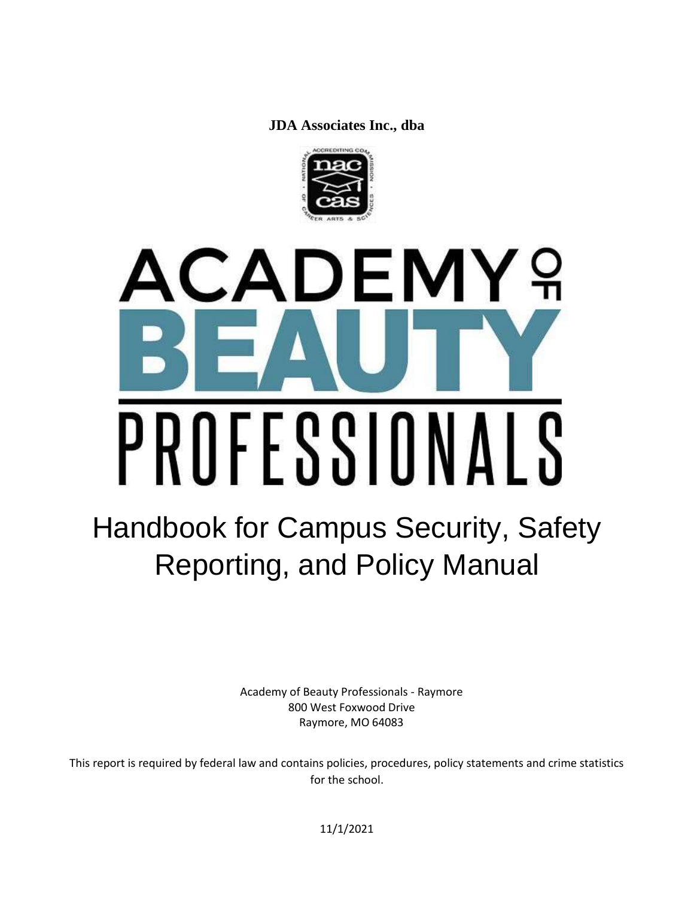**JDA Associates Inc., dba**

# ACADEMY OF BEAUTY PROFESSIONALS

# Handbook for Campus Security, Safety Reporting, and Policy Manual

Academy of Beauty Professionals - Raymore
800 West Foxwood Drive
Raymore, MO 64083

This report is required by federal law and contains policies, procedures, policy statements and crime statistics for the school.

11/1/2021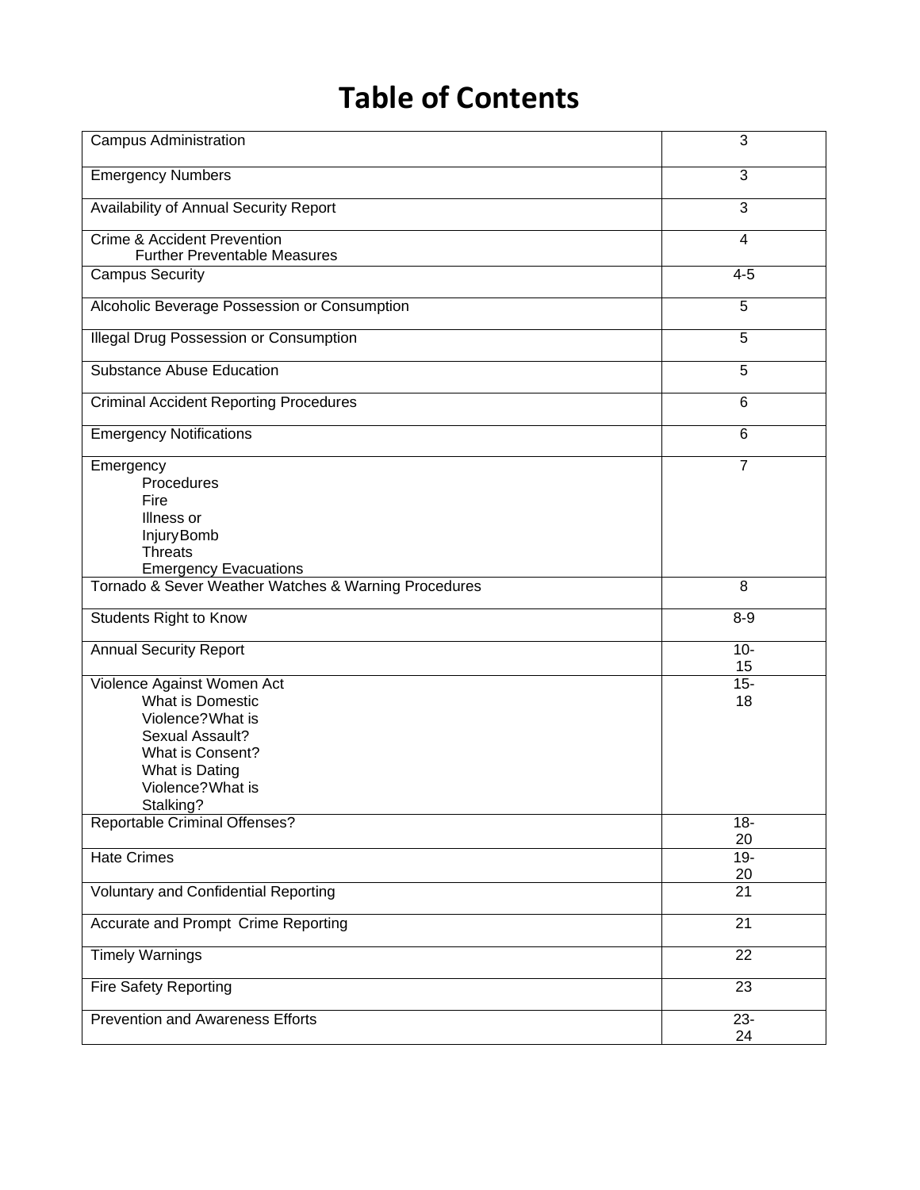# Table of Contents

| | |
|---|---|
| Campus Administration | 3 |
| Emergency Numbers | 3 |
| Availability of Annual Security Report | 3 |
| Crime & Accident Prevention<br>Further Preventable Measures | 4 |
| Campus Security | 4-5 |
| Alcoholic Beverage Possession or Consumption | 5 |
| Illegal Drug Possession or Consumption | 5 |
| Substance Abuse Education | 5 |
| Criminal Accident Reporting Procedures | 6 |
| Emergency Notifications | 6 |
| Emergency<br>Procedures<br>Fire<br>Illness or<br>InjuryBomb<br>Threats<br>Emergency Evacuations | 7 |
| Tornado & Sever Weather Watches & Warning Procedures | 8 |
| Students Right to Know | 8-9 |
| Annual Security Report | 10-15 |
| Violence Against Women Act<br>What is Domestic<br>Violence?What is<br>Sexual Assault?<br>What is Consent?<br>What is Dating<br>Violence?What is<br>Stalking? | 15-18 |
| Reportable Criminal Offenses? | 18-20 |
| Hate Crimes | 19-20 |
| Voluntary and Confidential Reporting | 21 |
| Accurate and Prompt Crime Reporting | 21 |
| Timely Warnings | 22 |
| Fire Safety Reporting | 23 |
| Prevention and Awareness Efforts | 23-24 |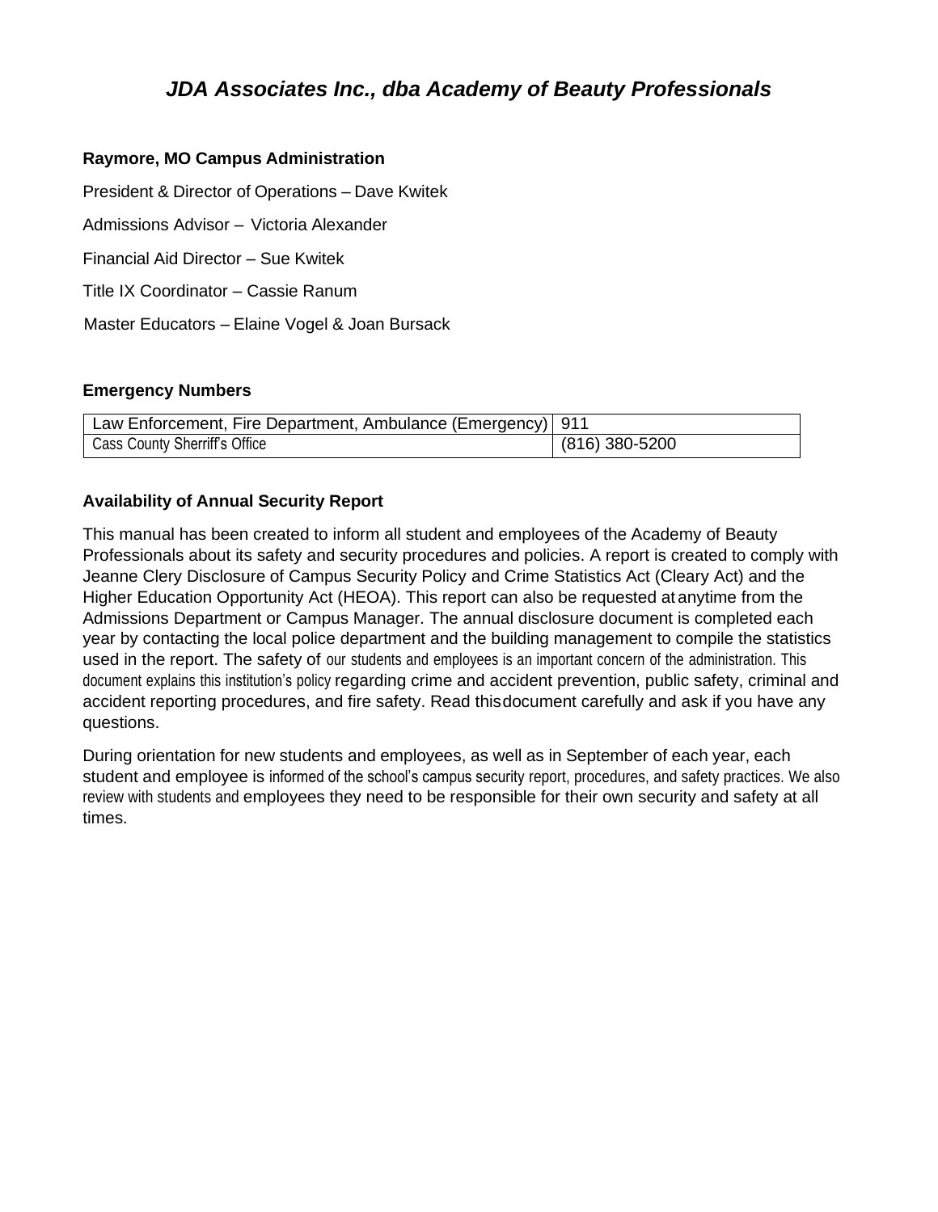# *JDA Associates Inc., dba Academy of Beauty Professionals*

**Raymore, MO Campus Administration**

President & Director of Operations – Dave Kwitek

Admissions Advisor – Victoria Alexander

Financial Aid Director – Sue Kwitek

Title IX Coordinator – Cassie Ranum

Master Educators – Elaine Vogel & Joan Bursack

**Emergency Numbers**

| Law Enforcement, Fire Department, Ambulance (Emergency) | 911 |
|---|---|
| Cass County Sherriff's Office | (816) 380-5200 |

**Availability of Annual Security Report**

This manual has been created to inform all student and employees of the Academy of Beauty Professionals about its safety and security procedures and policies. A report is created to comply with Jeanne Clery Disclosure of Campus Security Policy and Crime Statistics Act (Cleary Act) and the Higher Education Opportunity Act (HEOA). This report can also be requested at anytime from the Admissions Department or Campus Manager. The annual disclosure document is completed each year by contacting the local police department and the building management to compile the statistics used in the report. The safety of our students and employees is an important concern of the administration. This document explains this institution's policy regarding crime and accident prevention, public safety, criminal and accident reporting procedures, and fire safety. Read thisdocument carefully and ask if you have any questions.

During orientation for new students and employees, as well as in September of each year, each student and employee is informed of the school's campus security report, procedures, and safety practices. We also review with students and employees they need to be responsible for their own security and safety at all times.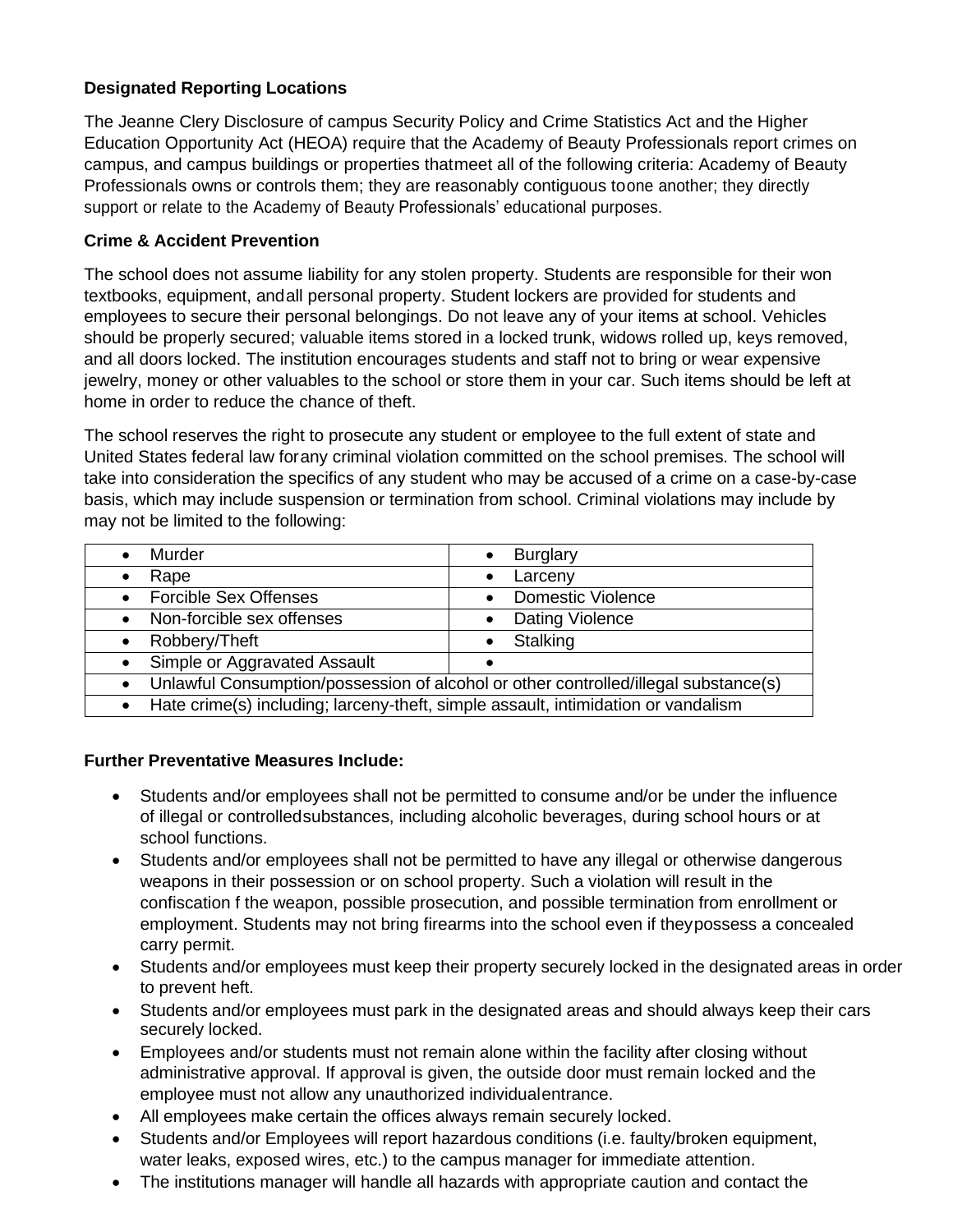**Designated Reporting Locations**

The Jeanne Clery Disclosure of campus Security Policy and Crime Statistics Act and the Higher Education Opportunity Act (HEOA) require that the Academy of Beauty Professionals report crimes on campus, and campus buildings or properties thatmeet all of the following criteria: Academy of Beauty Professionals owns or controls them; they are reasonably contiguous toone another; they directly support or relate to the Academy of Beauty Professionals' educational purposes.

**Crime & Accident Prevention**

The school does not assume liability for any stolen property. Students are responsible for their won textbooks, equipment, andall personal property. Student lockers are provided for students and employees to secure their personal belongings. Do not leave any of your items at school. Vehicles should be properly secured; valuable items stored in a locked trunk, widows rolled up, keys removed, and all doors locked. The institution encourages students and staff not to bring or wear expensive jewelry, money or other valuables to the school or store them in your car. Such items should be left at home in order to reduce the chance of theft.

The school reserves the right to prosecute any student or employee to the full extent of state and United States federal law forany criminal violation committed on the school premises. The school will take into consideration the specifics of any student who may be accused of a crime on a case-by-case basis, which may include suspension or termination from school. Criminal violations may include by may not be limited to the following:

| | |
|---|---|
| • Murder | • Burglary |
| • Rape | • Larceny |
| • Forcible Sex Offenses | • Domestic Violence |
| • Non-forcible sex offenses | • Dating Violence |
| • Robbery/Theft | • Stalking |
| • Simple or Aggravated Assault | • |
| • Unlawful Consumption/possession of alcohol or other controlled/illegal substance(s) | |
| • Hate crime(s) including; larceny-theft, simple assault, intimidation or vandalism | |

**Further Preventative Measures Include:**

- Students and/or employees shall not be permitted to consume and/or be under the influence of illegal or controlledsubstances, including alcoholic beverages, during school hours or at school functions.
- Students and/or employees shall not be permitted to have any illegal or otherwise dangerous weapons in their possession or on school property. Such a violation will result in the confiscation f the weapon, possible prosecution, and possible termination from enrollment or employment. Students may not bring firearms into the school even if theypossess a concealed carry permit.
- Students and/or employees must keep their property securely locked in the designated areas in order to prevent heft.
- Students and/or employees must park in the designated areas and should always keep their cars securely locked.
- Employees and/or students must not remain alone within the facility after closing without administrative approval. If approval is given, the outside door must remain locked and the employee must not allow any unauthorized individualentrance.
- All employees make certain the offices always remain securely locked.
- Students and/or Employees will report hazardous conditions (i.e. faulty/broken equipment, water leaks, exposed wires, etc.) to the campus manager for immediate attention.
- The institutions manager will handle all hazards with appropriate caution and contact the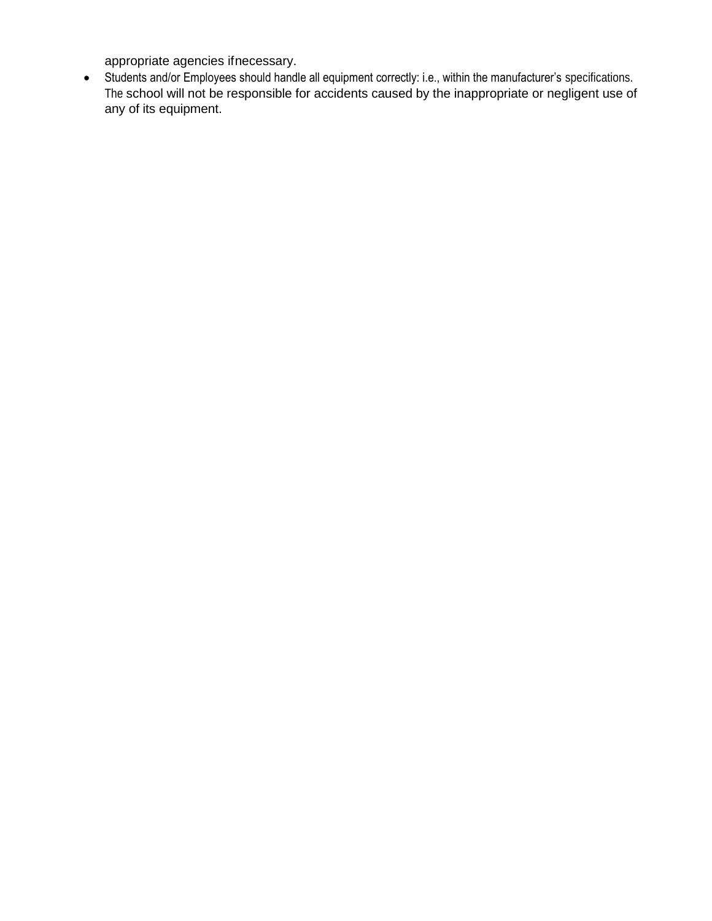appropriate agencies if necessary.

- Students and/or Employees should handle all equipment correctly: i.e., within the manufacturer's specifications. The school will not be responsible for accidents caused by the inappropriate or negligent use of any of its equipment.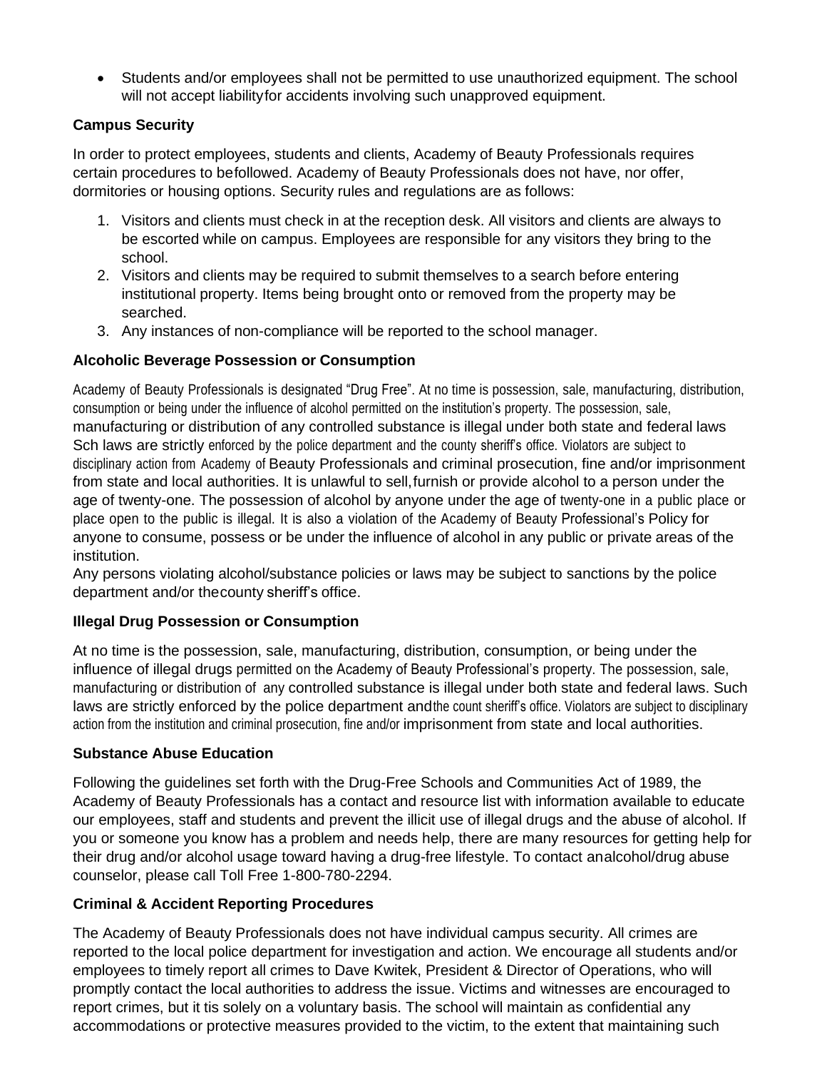- Students and/or employees shall not be permitted to use unauthorized equipment. The school will not accept liabilityfor accidents involving such unapproved equipment.

**Campus Security**

In order to protect employees, students and clients, Academy of Beauty Professionals requires certain procedures to befollowed. Academy of Beauty Professionals does not have, nor offer, dormitories or housing options. Security rules and regulations are as follows:

1. Visitors and clients must check in at the reception desk. All visitors and clients are always to be escorted while on campus. Employees are responsible for any visitors they bring to the school.
2. Visitors and clients may be required to submit themselves to a search before entering institutional property. Items being brought onto or removed from the property may be searched.
3. Any instances of non-compliance will be reported to the school manager.

**Alcoholic Beverage Possession or Consumption**

Academy of Beauty Professionals is designated "Drug Free". At no time is possession, sale, manufacturing, distribution, consumption or being under the influence of alcohol permitted on the institution's property. The possession, sale, manufacturing or distribution of any controlled substance is illegal under both state and federal laws Sch laws are strictly enforced by the police department and the county sheriff's office. Violators are subject to disciplinary action from Academy of Beauty Professionals and criminal prosecution, fine and/or imprisonment from state and local authorities. It is unlawful to sell,furnish or provide alcohol to a person under the age of twenty-one. The possession of alcohol by anyone under the age of twenty-one in a public place or place open to the public is illegal. It is also a violation of the Academy of Beauty Professional's Policy for anyone to consume, possess or be under the influence of alcohol in any public or private areas of the institution.
Any persons violating alcohol/substance policies or laws may be subject to sanctions by the police department and/or thecounty sheriff's office.

**Illegal Drug Possession or Consumption**

At no time is the possession, sale, manufacturing, distribution, consumption, or being under the influence of illegal drugs permitted on the Academy of Beauty Professional's property. The possession, sale, manufacturing or distribution of any controlled substance is illegal under both state and federal laws. Such laws are strictly enforced by the police department andthe count sheriff's office. Violators are subject to disciplinary action from the institution and criminal prosecution, fine and/or imprisonment from state and local authorities.

**Substance Abuse Education**

Following the guidelines set forth with the Drug-Free Schools and Communities Act of 1989, the Academy of Beauty Professionals has a contact and resource list with information available to educate our employees, staff and students and prevent the illicit use of illegal drugs and the abuse of alcohol. If you or someone you know has a problem and needs help, there are many resources for getting help for their drug and/or alcohol usage toward having a drug-free lifestyle. To contact analcohol/drug abuse counselor, please call Toll Free 1-800-780-2294.

**Criminal & Accident Reporting Procedures**

The Academy of Beauty Professionals does not have individual campus security. All crimes are reported to the local police department for investigation and action. We encourage all students and/or employees to timely report all crimes to Dave Kwitek, President & Director of Operations, who will promptly contact the local authorities to address the issue. Victims and witnesses are encouraged to report crimes, but it tis solely on a voluntary basis. The school will maintain as confidential any accommodations or protective measures provided to the victim, to the extent that maintaining such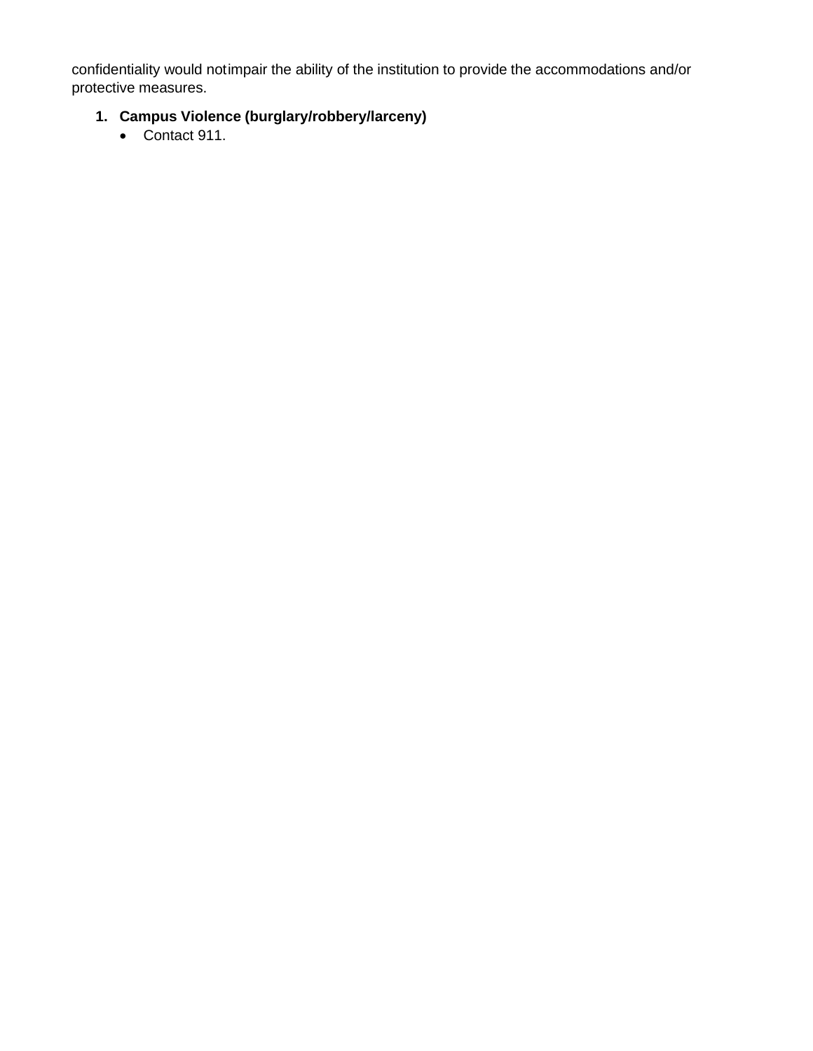confidentiality would notimpair the ability of the institution to provide the accommodations and/or protective measures.

1. **Campus Violence (burglary/robbery/larceny)**
   - Contact 911.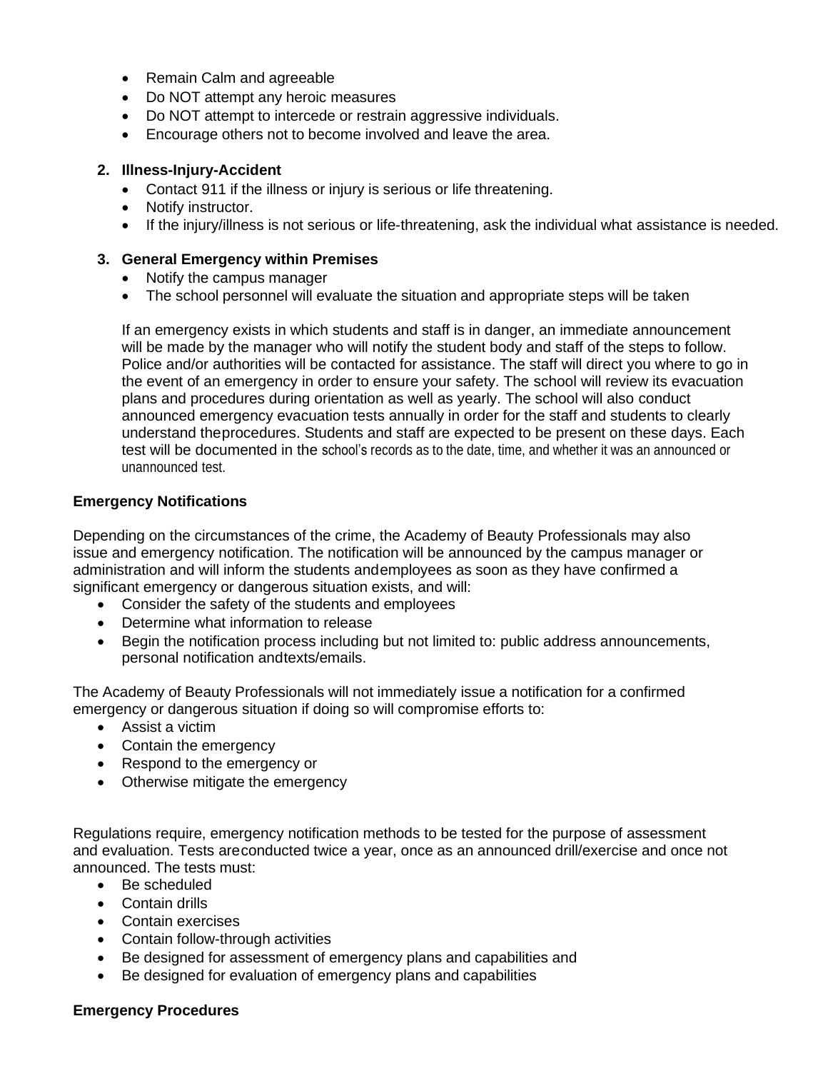- Remain Calm and agreeable
- Do NOT attempt any heroic measures
- Do NOT attempt to intercede or restrain aggressive individuals.
- Encourage others not to become involved and leave the area.

2. **Illness-Injury-Accident**
    - Contact 911 if the illness or injury is serious or life threatening.
    - Notify instructor.
    - If the injury/illness is not serious or life-threatening, ask the individual what assistance is needed.

3. **General Emergency within Premises**
    - Notify the campus manager
    - The school personnel will evaluate the situation and appropriate steps will be taken

    If an emergency exists in which students and staff is in danger, an immediate announcement will be made by the manager who will notify the student body and staff of the steps to follow. Police and/or authorities will be contacted for assistance. The staff will direct you where to go in the event of an emergency in order to ensure your safety. The school will review its evacuation plans and procedures during orientation as well as yearly. The school will also conduct announced emergency evacuation tests annually in order for the staff and students to clearly understand theprocedures. Students and staff are expected to be present on these days. Each test will be documented in the school's records as to the date, time, and whether it was an announced or unannounced test.

**Emergency Notifications**

Depending on the circumstances of the crime, the Academy of Beauty Professionals may also issue and emergency notification. The notification will be announced by the campus manager or administration and will inform the students andemployees as soon as they have confirmed a significant emergency or dangerous situation exists, and will:

- Consider the safety of the students and employees
- Determine what information to release
- Begin the notification process including but not limited to: public address announcements, personal notification andtexts/emails.

The Academy of Beauty Professionals will not immediately issue a notification for a confirmed emergency or dangerous situation if doing so will compromise efforts to:

- Assist a victim
- Contain the emergency
- Respond to the emergency or
- Otherwise mitigate the emergency

Regulations require, emergency notification methods to be tested for the purpose of assessment and evaluation. Tests areconducted twice a year, once as an announced drill/exercise and once not announced. The tests must:

- Be scheduled
- Contain drills
- Contain exercises
- Contain follow-through activities
- Be designed for assessment of emergency plans and capabilities and
- Be designed for evaluation of emergency plans and capabilities

**Emergency Procedures**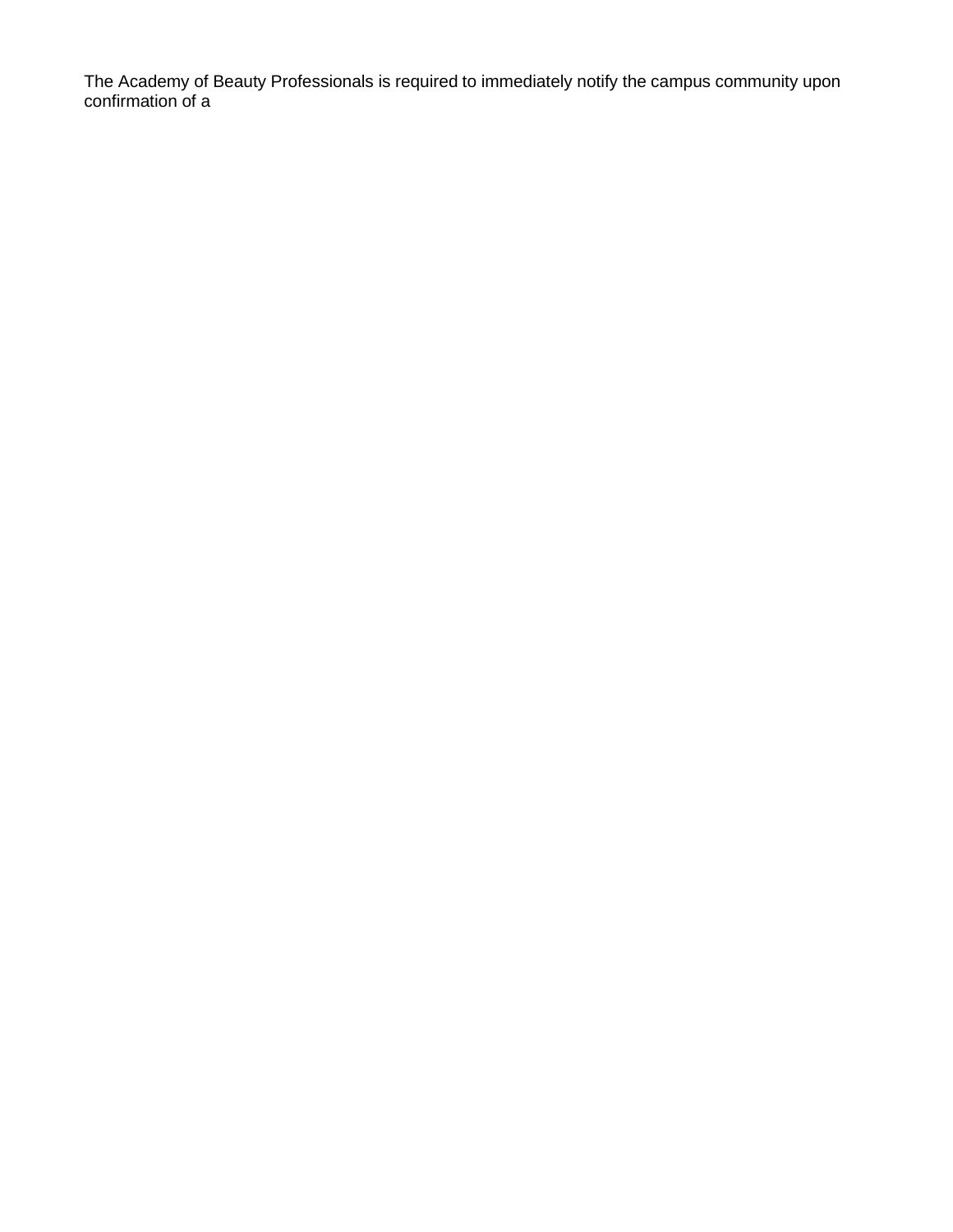The Academy of Beauty Professionals is required to immediately notify the campus community upon confirmation of a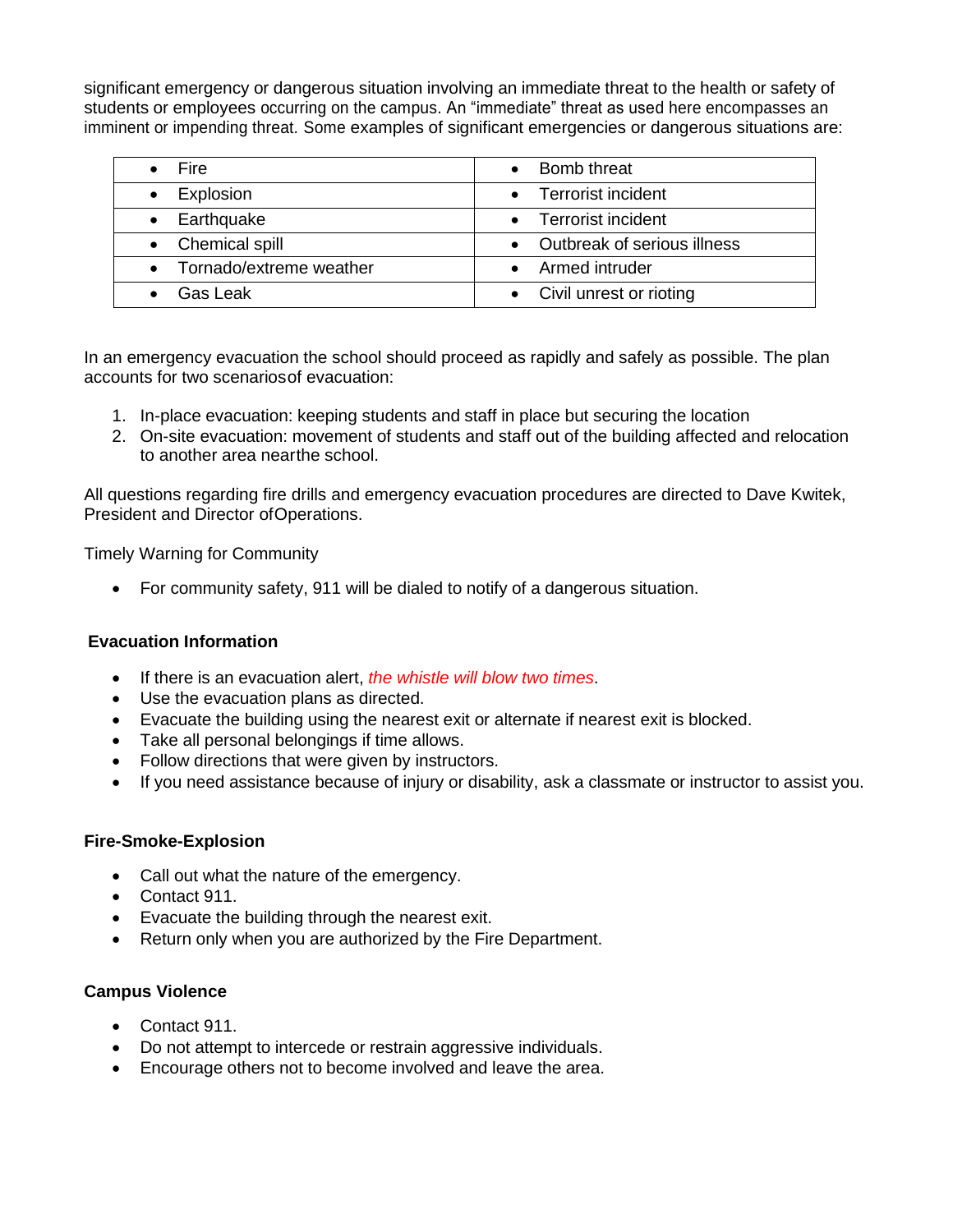significant emergency or dangerous situation involving an immediate threat to the health or safety of students or employees occurring on the campus. An "immediate" threat as used here encompasses an imminent or impending threat. Some examples of significant emergencies or dangerous situations are:

| | |
|---|---|
| • Fire | • Bomb threat |
| • Explosion | • Terrorist incident |
| • Earthquake | • Terrorist incident |
| • Chemical spill | • Outbreak of serious illness |
| • Tornado/extreme weather | • Armed intruder |
| • Gas Leak | • Civil unrest or rioting |

In an emergency evacuation the school should proceed as rapidly and safely as possible. The plan accounts for two scenariosof evacuation:

1. In-place evacuation: keeping students and staff in place but securing the location
2. On-site evacuation: movement of students and staff out of the building affected and relocation to another area nearthe school.

All questions regarding fire drills and emergency evacuation procedures are directed to Dave Kwitek, President and Director ofOperations.

Timely Warning for Community

- For community safety, 911 will be dialed to notify of a dangerous situation.

**Evacuation Information**

- If there is an evacuation alert, *the whistle will blow two times*.
- Use the evacuation plans as directed.
- Evacuate the building using the nearest exit or alternate if nearest exit is blocked.
- Take all personal belongings if time allows.
- Follow directions that were given by instructors.
- If you need assistance because of injury or disability, ask a classmate or instructor to assist you.

**Fire-Smoke-Explosion**

- Call out what the nature of the emergency.
- Contact 911.
- Evacuate the building through the nearest exit.
- Return only when you are authorized by the Fire Department.

**Campus Violence**

- Contact 911.
- Do not attempt to intercede or restrain aggressive individuals.
- Encourage others not to become involved and leave the area.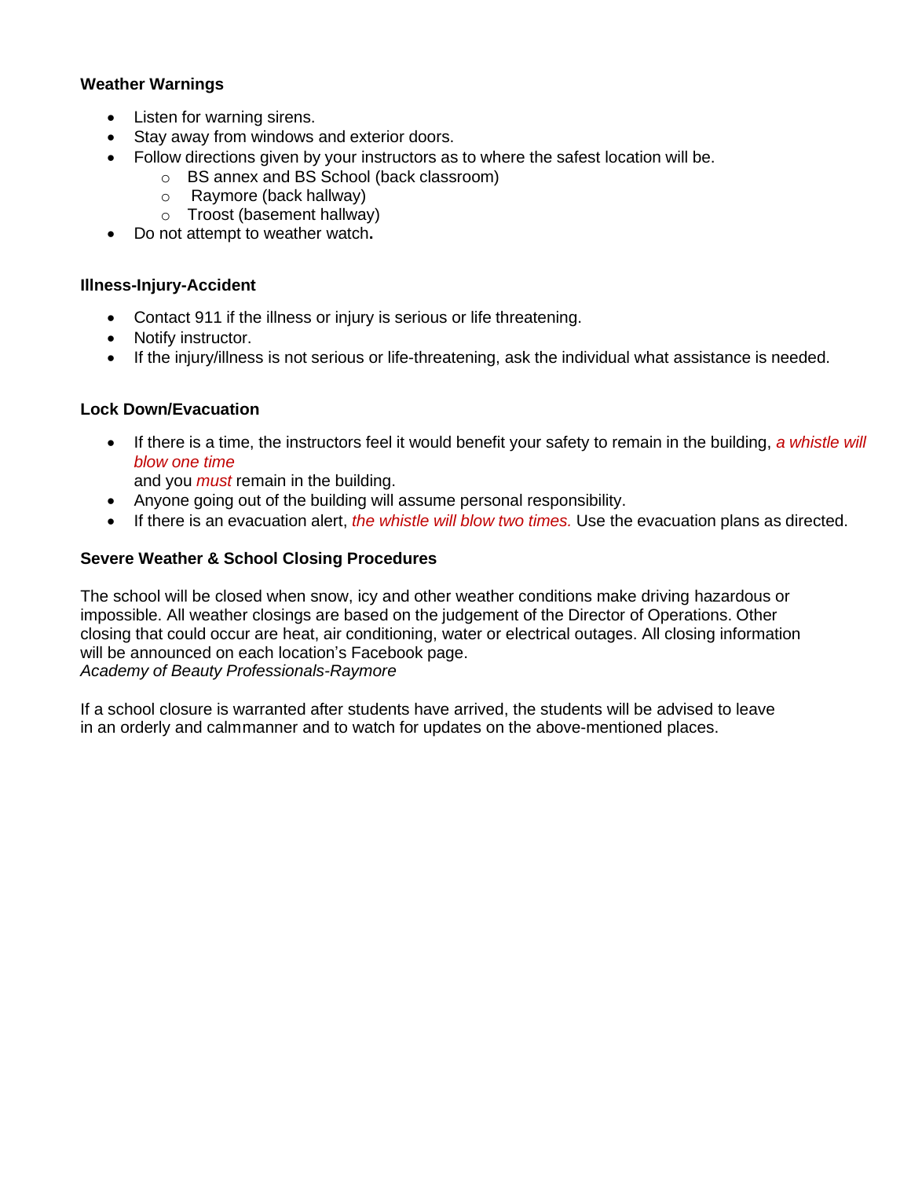**Weather Warnings**

- Listen for warning sirens.
- Stay away from windows and exterior doors.
- Follow directions given by your instructors as to where the safest location will be.
  - BS annex and BS School (back classroom)
  - Raymore (back hallway)
  - Troost (basement hallway)
- Do not attempt to weather watch**.**

**Illness-Injury-Accident**

- Contact 911 if the illness or injury is serious or life threatening.
- Notify instructor.
- If the injury/illness is not serious or life-threatening, ask the individual what assistance is needed.

**Lock Down/Evacuation**

- If there is a time, the instructors feel it would benefit your safety to remain in the building, *a whistle will blow one time* and you *must* remain in the building.
- Anyone going out of the building will assume personal responsibility.
- If there is an evacuation alert, *the whistle will blow two times.* Use the evacuation plans as directed.

**Severe Weather & School Closing Procedures**

The school will be closed when snow, icy and other weather conditions make driving hazardous or impossible. All weather closings are based on the judgement of the Director of Operations. Other closing that could occur are heat, air conditioning, water or electrical outages. All closing information will be announced on each location's Facebook page.
*Academy of Beauty Professionals-Raymore*

If a school closure is warranted after students have arrived, the students will be advised to leave in an orderly and calmmanner and to watch for updates on the above-mentioned places.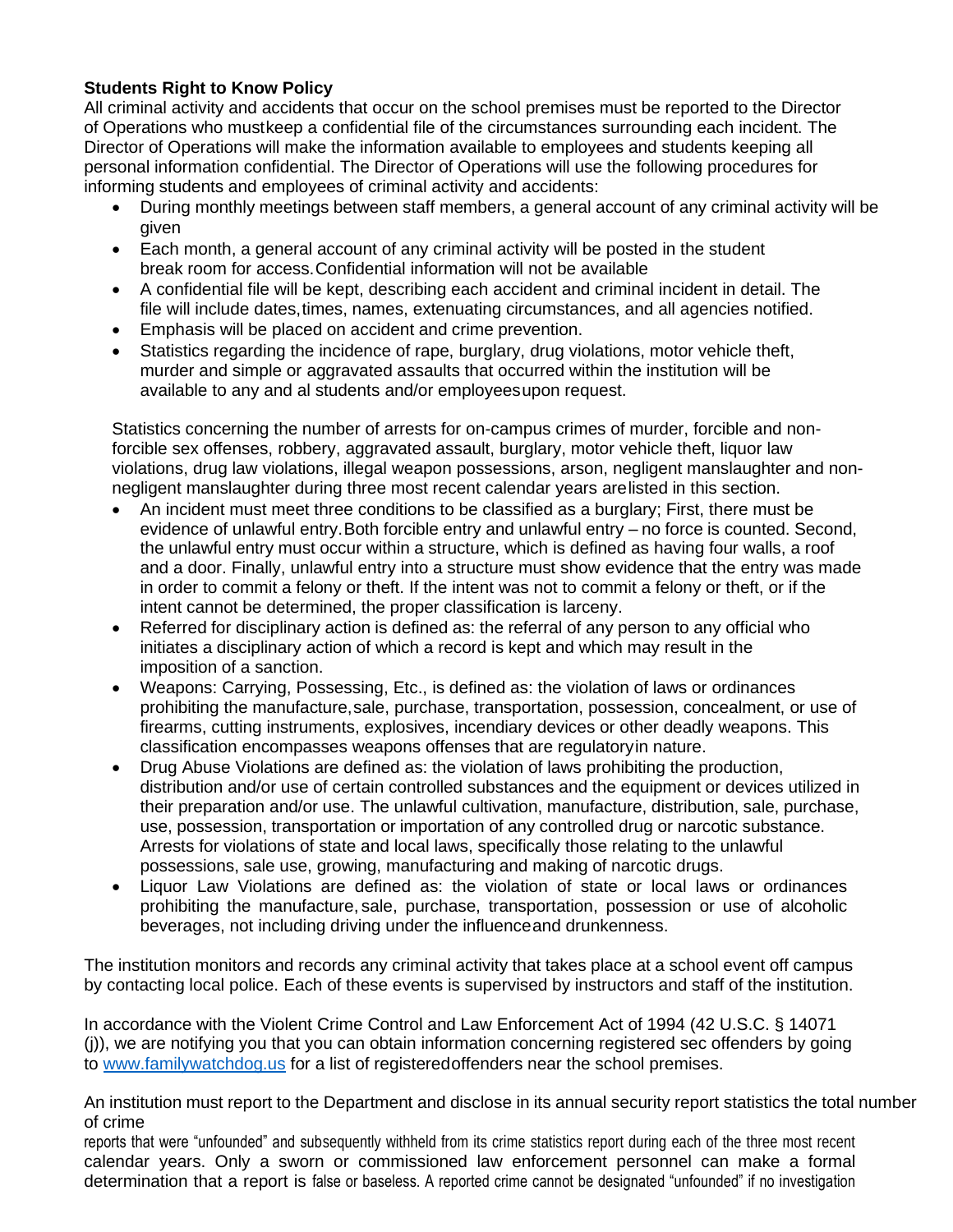**Students Right to Know Policy**

All criminal activity and accidents that occur on the school premises must be reported to the Director of Operations who mustkeep a confidential file of the circumstances surrounding each incident. The Director of Operations will make the information available to employees and students keeping all personal information confidential. The Director of Operations will use the following procedures for informing students and employees of criminal activity and accidents:

- During monthly meetings between staff members, a general account of any criminal activity will be given
- Each month, a general account of any criminal activity will be posted in the student break room for access.Confidential information will not be available
- A confidential file will be kept, describing each accident and criminal incident in detail. The file will include dates,times, names, extenuating circumstances, and all agencies notified.
- Emphasis will be placed on accident and crime prevention.
- Statistics regarding the incidence of rape, burglary, drug violations, motor vehicle theft, murder and simple or aggravated assaults that occurred within the institution will be available to any and al students and/or employeesupon request.

Statistics concerning the number of arrests for on-campus crimes of murder, forcible and non-forcible sex offenses, robbery, aggravated assault, burglary, motor vehicle theft, liquor law violations, drug law violations, illegal weapon possessions, arson, negligent manslaughter and non-negligent manslaughter during three most recent calendar years arelisted in this section.

- An incident must meet three conditions to be classified as a burglary; First, there must be evidence of unlawful entry.Both forcible entry and unlawful entry – no force is counted. Second, the unlawful entry must occur within a structure, which is defined as having four walls, a roof and a door. Finally, unlawful entry into a structure must show evidence that the entry was made in order to commit a felony or theft. If the intent was not to commit a felony or theft, or if the intent cannot be determined, the proper classification is larceny.
- Referred for disciplinary action is defined as: the referral of any person to any official who initiates a disciplinary action of which a record is kept and which may result in the imposition of a sanction.
- Weapons: Carrying, Possessing, Etc., is defined as: the violation of laws or ordinances prohibiting the manufacture,sale, purchase, transportation, possession, concealment, or use of firearms, cutting instruments, explosives, incendiary devices or other deadly weapons. This classification encompasses weapons offenses that are regulatoryin nature.
- Drug Abuse Violations are defined as: the violation of laws prohibiting the production, distribution and/or use of certain controlled substances and the equipment or devices utilized in their preparation and/or use. The unlawful cultivation, manufacture, distribution, sale, purchase, use, possession, transportation or importation of any controlled drug or narcotic substance. Arrests for violations of state and local laws, specifically those relating to the unlawful possessions, sale use, growing, manufacturing and making of narcotic drugs.
- Liquor Law Violations are defined as: the violation of state or local laws or ordinances prohibiting the manufacture,sale, purchase, transportation, possession or use of alcoholic beverages, not including driving under the influenceand drunkenness.

The institution monitors and records any criminal activity that takes place at a school event off campus by contacting local police. Each of these events is supervised by instructors and staff of the institution.

In accordance with the Violent Crime Control and Law Enforcement Act of 1994 (42 U.S.C. § 14071 (j)), we are notifying you that you can obtain information concerning registered sec offenders by going to [www.familywatchdog.us](http://www.familywatchdog.us) for a list of registeredoffenders near the school premises.

An institution must report to the Department and disclose in its annual security report statistics the total number of crime reports that were "unfounded" and subsequently withheld from its crime statistics report during each of the three most recent calendar years. Only a sworn or commissioned law enforcement personnel can make a formal determination that a report is false or baseless. A reported crime cannot be designated "unfounded" if no investigation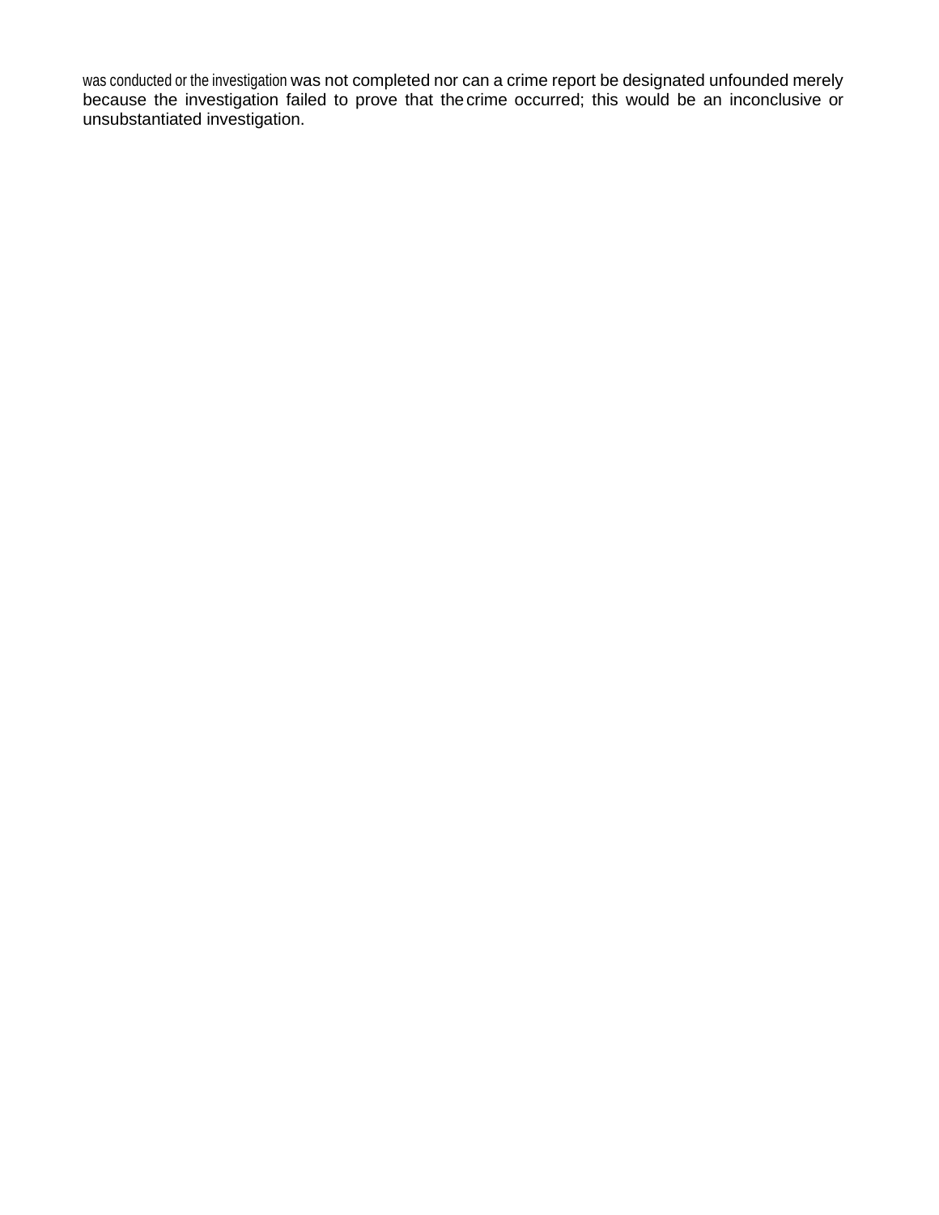was conducted or the investigation was not completed nor can a crime report be designated unfounded merely because the investigation failed to prove that the crime occurred; this would be an inconclusive or unsubstantiated investigation.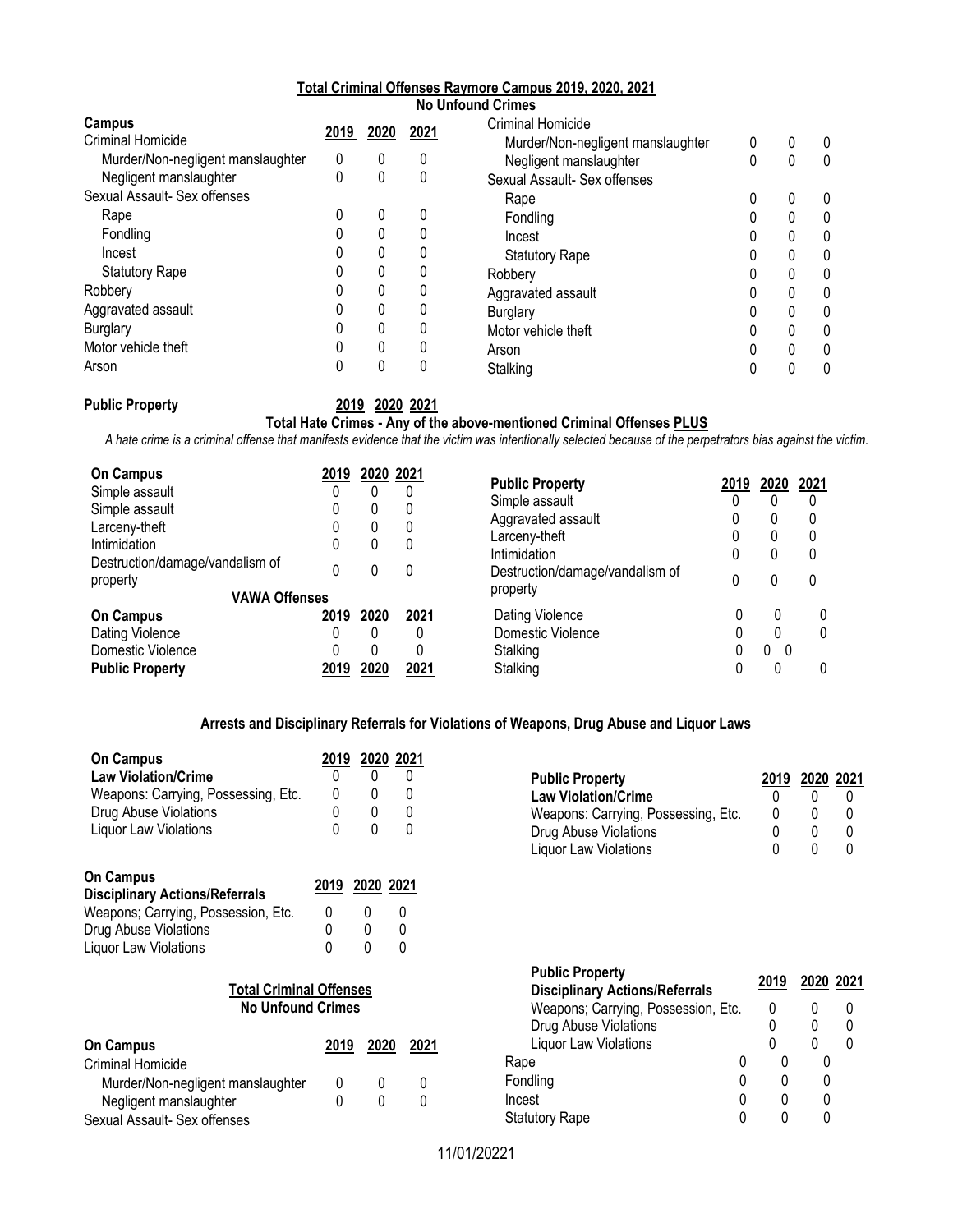## Total Criminal Offenses Raymore Campus 2019, 2020, 2021

**No Unfound Crimes**

| Campus | 2019 | 2020 | 2021 |
|---|---|---|---|
| Criminal Homicide | | | |
| Murder/Non-negligent manslaughter | 0 | 0 | 0 |
| Negligent manslaughter | 0 | 0 | 0 |
| Sexual Assault- Sex offenses | | | |
| Rape | 0 | 0 | 0 |
| Fondling | 0 | 0 | 0 |
| Incest | 0 | 0 | 0 |
| Statutory Rape | 0 | 0 | 0 |
| Robbery | 0 | 0 | 0 |
| Aggravated assault | 0 | 0 | 0 |
| Burglary | 0 | 0 | 0 |
| Motor vehicle theft | 0 | 0 | 0 |
| Arson | 0 | 0 | 0 |

| Public Property | 2019 | 2020 | 2021 |
|---|---|---|---|
| Criminal Homicide | | | |
| Murder/Non-negligent manslaughter | 0 | 0 | 0 |
| Negligent manslaughter | 0 | 0 | 0 |
| Sexual Assault- Sex offenses | | | |
| Rape | 0 | 0 | 0 |
| Fondling | 0 | 0 | 0 |
| Incest | 0 | 0 | 0 |
| Statutory Rape | 0 | 0 | 0 |
| Robbery | 0 | 0 | 0 |
| Aggravated assault | 0 | 0 | 0 |
| Burglary | 0 | 0 | 0 |
| Motor vehicle theft | 0 | 0 | 0 |
| Arson | 0 | 0 | 0 |
| Stalking | 0 | 0 | 0 |

### Total Hate Crimes - Any of the above-mentioned Criminal Offenses PLUS

*A hate crime is a criminal offense that manifests evidence that the victim was intentionally selected because of the perpetrators bias against the victim.*

| On Campus | 2019 | 2020 | 2021 |
|---|---|---|---|
| Simple assault | 0 | 0 | 0 |
| Simple assault | 0 | 0 | 0 |
| Larceny-theft | 0 | 0 | 0 |
| Intimidation | 0 | 0 | 0 |
| Destruction/damage/vandalism of property | 0 | 0 | 0 |

| Public Property | 2019 | 2020 | 2021 |
|---|---|---|---|
| Simple assault | 0 | 0 | 0 |
| Aggravated assault | 0 | 0 | 0 |
| Larceny-theft | 0 | 0 | 0 |
| Intimidation | 0 | 0 | 0 |
| Destruction/damage/vandalism of property | 0 | 0 | 0 |

### VAWA Offenses

| On Campus | 2019 | 2020 | 2021 |
|---|---|---|---|
| Dating Violence | 0 | 0 | 0 |
| Domestic Violence | 0 | 0 | 0 |
| Stalking | 0 | 0 | 0 |

| Public Property | 2019 | 2020 | 2021 |
|---|---|---|---|
| Dating Violence | 0 | 0 | 0 |
| Domestic Violence | 0 | 0 | 0 |
| Stalking | 0 | 0 | 0 |

### Arrests and Disciplinary Referrals for Violations of Weapons, Drug Abuse and Liquor Laws

| On Campus Law Violation/Crime | 2019 | 2020 | 2021 |
|---|---|---|---|
| Law Violation/Crime | 0 | 0 | 0 |
| Weapons: Carrying, Possessing, Etc. | 0 | 0 | 0 |
| Drug Abuse Violations | 0 | 0 | 0 |
| Liquor Law Violations | 0 | 0 | 0 |

| Public Property Law Violation/Crime | 2019 | 2020 | 2021 |
|---|---|---|---|
| Law Violation/Crime | 0 | 0 | 0 |
| Weapons: Carrying, Possessing, Etc. | 0 | 0 | 0 |
| Drug Abuse Violations | 0 | 0 | 0 |
| Liquor Law Violations | 0 | 0 | 0 |

| On Campus Disciplinary Actions/Referrals | 2019 | 2020 | 2021 |
|---|---|---|---|
| Weapons; Carrying, Possession, Etc. | 0 | 0 | 0 |
| Drug Abuse Violations | 0 | 0 | 0 |
| Liquor Law Violations | 0 | 0 | 0 |

| Public Property Disciplinary Actions/Referrals | 2019 | 2020 | 2021 |
|---|---|---|---|
| Weapons; Carrying, Possession, Etc. | 0 | 0 | 0 |
| Drug Abuse Violations | 0 | 0 | 0 |
| Liquor Law Violations | 0 | 0 | 0 |

### Total Criminal Offenses

**No Unfound Crimes**

| On Campus | 2019 | 2020 | 2021 |
|---|---|---|---|
| Criminal Homicide | | | |
| Murder/Non-negligent manslaughter | 0 | 0 | 0 |
| Negligent manslaughter | 0 | 0 | 0 |
| Sexual Assault- Sex offenses | | | |
| Rape | 0 | 0 | 0 |
| Fondling | 0 | 0 | 0 |
| Incest | 0 | 0 | 0 |
| Statutory Rape | 0 | 0 | 0 |

11/01/20221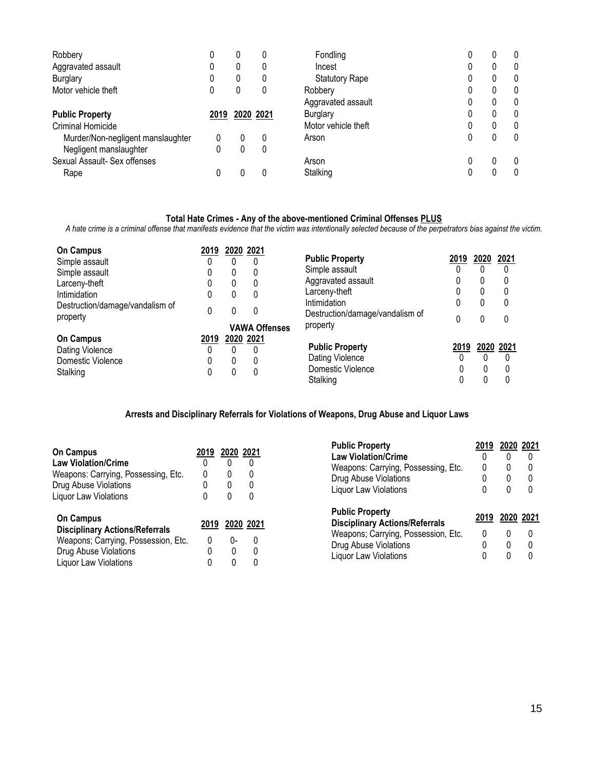| | 2019 | 2020 | 2021 |
|---|---|---|---|
| Robbery | 0 | 0 | 0 |
| Aggravated assault | 0 | 0 | 0 |
| Burglary | 0 | 0 | 0 |
| Motor vehicle theft | 0 | 0 | 0 |

| **Public Property** | **2019** | **2020** | **2021** |
|---|---|---|---|
| Criminal Homicide | | | |
| Murder/Non-negligent manslaughter | 0 | 0 | 0 |
| Negligent manslaughter | 0 | 0 | 0 |
| Sexual Assault- Sex offenses | | | |
| Rape | 0 | 0 | 0 |
| Fondling | 0 | 0 | 0 |
| Incest | 0 | 0 | 0 |
| Statutory Rape | 0 | 0 | 0 |
| Robbery | 0 | 0 | 0 |
| Aggravated assault | 0 | 0 | 0 |
| Burglary | 0 | 0 | 0 |
| Motor vehicle theft | 0 | 0 | 0 |
| Arson | 0 | 0 | 0 |

| | 2019 | 2020 | 2021 |
|---|---|---|---|
| Arson | 0 | 0 | 0 |
| Stalking | 0 | 0 | 0 |

**Total Hate Crimes - Any of the above-mentioned Criminal Offenses PLUS**

*A hate crime is a criminal offense that manifests evidence that the victim was intentionally selected because of the perpetrators bias against the victim.*

| **On Campus** | **2019** | **2020** | **2021** |
|---|---|---|---|
| Simple assault | 0 | 0 | 0 |
| Simple assault | 0 | 0 | 0 |
| Larceny-theft | 0 | 0 | 0 |
| Intimidation | 0 | 0 | 0 |
| Destruction/damage/vandalism of property | 0 | 0 | 0 |

| **Public Property** | **2019** | **2020** | **2021** |
|---|---|---|---|
| Simple assault | 0 | 0 | 0 |
| Aggravated assault | 0 | 0 | 0 |
| Larceny-theft | 0 | 0 | 0 |
| Intimidation | 0 | 0 | 0 |
| Destruction/damage/vandalism of property | 0 | 0 | 0 |

**VAWA Offenses**

| **On Campus** | **2019** | **2020** | **2021** |
|---|---|---|---|
| Dating Violence | 0 | 0 | 0 |
| Domestic Violence | 0 | 0 | 0 |
| Stalking | 0 | 0 | 0 |

| **Public Property** | **2019** | **2020** | **2021** |
|---|---|---|---|
| Dating Violence | 0 | 0 | 0 |
| Domestic Violence | 0 | 0 | 0 |
| Stalking | 0 | 0 | 0 |

**Arrests and Disciplinary Referrals for Violations of Weapons, Drug Abuse and Liquor Laws**

| **On Campus** **Law Violation/Crime** | **2019** | **2020** | **2021** |
|---|---|---|---|
| | 0 | 0 | 0 |
| Weapons: Carrying, Possessing, Etc. | 0 | 0 | 0 |
| Drug Abuse Violations | 0 | 0 | 0 |
| Liquor Law Violations | 0 | 0 | 0 |

| **On Campus** **Disciplinary Actions/Referrals** | **2019** | **2020** | **2021** |
|---|---|---|---|
| Weapons; Carrying, Possession, Etc. | 0 | 0- | 0 |
| Drug Abuse Violations | 0 | 0 | 0 |
| Liquor Law Violations | 0 | 0 | 0 |

| **Public Property** **Law Violation/Crime** | **2019** | **2020** | **2021** |
|---|---|---|---|
| | 0 | 0 | 0 |
| Weapons: Carrying, Possessing, Etc. | 0 | 0 | 0 |
| Drug Abuse Violations | 0 | 0 | 0 |
| Liquor Law Violations | 0 | 0 | 0 |

| **Public Property** **Disciplinary Actions/Referrals** | **2019** | **2020** | **2021** |
|---|---|---|---|
| Weapons; Carrying, Possession, Etc. | 0 | 0 | 0 |
| Drug Abuse Violations | 0 | 0 | 0 |
| Liquor Law Violations | 0 | 0 | 0 |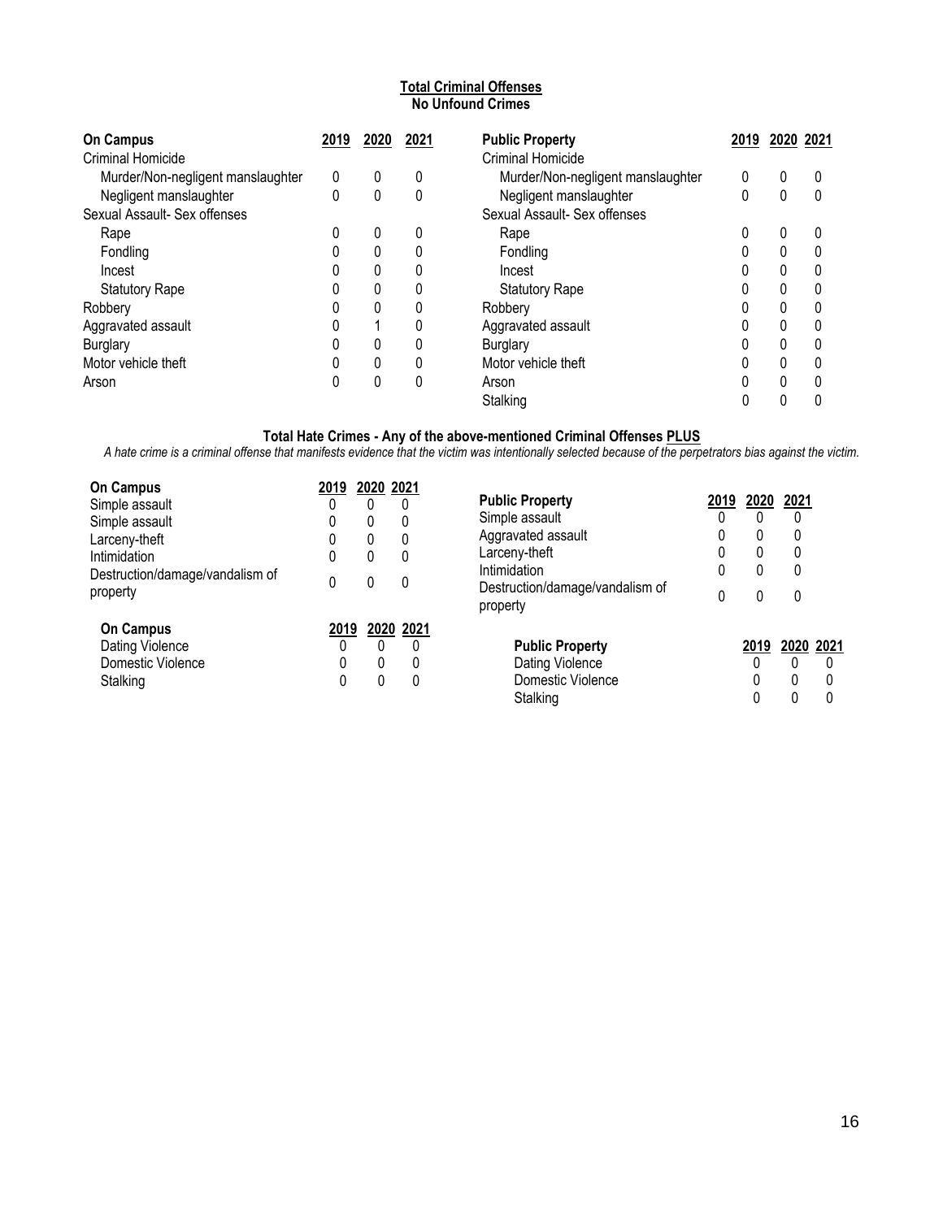**Total Criminal Offenses**
**No Unfound Crimes**

| On Campus | 2019 | 2020 | 2021 |
|---|---|---|---|
| Criminal Homicide | | | |
| Murder/Non-negligent manslaughter | 0 | 0 | 0 |
| Negligent manslaughter | 0 | 0 | 0 |
| Sexual Assault- Sex offenses | | | |
| Rape | 0 | 0 | 0 |
| Fondling | 0 | 0 | 0 |
| Incest | 0 | 0 | 0 |
| Statutory Rape | 0 | 0 | 0 |
| Robbery | 0 | 0 | 0 |
| Aggravated assault | 0 | 1 | 0 |
| Burglary | 0 | 0 | 0 |
| Motor vehicle theft | 0 | 0 | 0 |
| Arson | 0 | 0 | 0 |

| Public Property | 2019 | 2020 | 2021 |
|---|---|---|---|
| Criminal Homicide | | | |
| Murder/Non-negligent manslaughter | 0 | 0 | 0 |
| Negligent manslaughter | 0 | 0 | 0 |
| Sexual Assault- Sex offenses | | | |
| Rape | 0 | 0 | 0 |
| Fondling | 0 | 0 | 0 |
| Incest | 0 | 0 | 0 |
| Statutory Rape | 0 | 0 | 0 |
| Robbery | 0 | 0 | 0 |
| Aggravated assault | 0 | 0 | 0 |
| Burglary | 0 | 0 | 0 |
| Motor vehicle theft | 0 | 0 | 0 |
| Arson | 0 | 0 | 0 |
| Stalking | 0 | 0 | 0 |

**Total Hate Crimes - Any of the above-mentioned Criminal Offenses PLUS**

*A hate crime is a criminal offense that manifests evidence that the victim was intentionally selected because of the perpetrators bias against the victim.*

| On Campus | 2019 | 2020 | 2021 |
|---|---|---|---|
| Simple assault | 0 | 0 | 0 |
| Simple assault | 0 | 0 | 0 |
| Larceny-theft | 0 | 0 | 0 |
| Intimidation | 0 | 0 | 0 |
| Destruction/damage/vandalism of property | 0 | 0 | 0 |

| Public Property | 2019 | 2020 | 2021 |
|---|---|---|---|
| Simple assault | 0 | 0 | 0 |
| Aggravated assault | 0 | 0 | 0 |
| Larceny-theft | 0 | 0 | 0 |
| Intimidation | 0 | 0 | 0 |
| Destruction/damage/vandalism of property | 0 | 0 | 0 |

| On Campus | 2019 | 2020 | 2021 |
|---|---|---|---|
| Dating Violence | 0 | 0 | 0 |
| Domestic Violence | 0 | 0 | 0 |
| Stalking | 0 | 0 | 0 |

| Public Property | 2019 | 2020 | 2021 |
|---|---|---|---|
| Dating Violence | 0 | 0 | 0 |
| Domestic Violence | 0 | 0 | 0 |
| Stalking | 0 | 0 | 0 |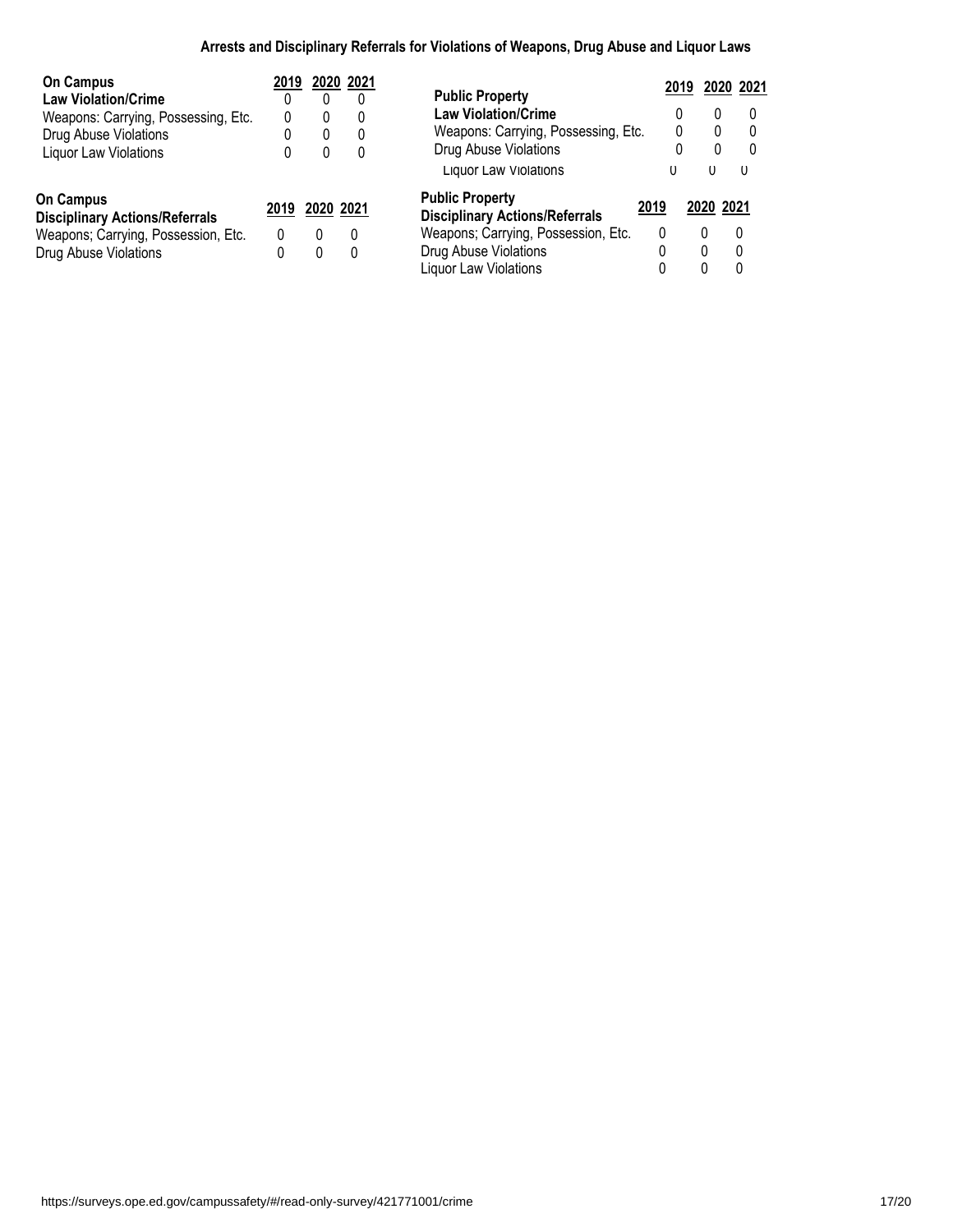## Arrests and Disciplinary Referrals for Violations of Weapons, Drug Abuse and Liquor Laws

| On Campus<br>Law Violation/Crime | 2019 | 2020 | 2021 |
|---|---|---|---|
| | 0 | 0 | 0 |
| Weapons: Carrying, Possessing, Etc. | 0 | 0 | 0 |
| Drug Abuse Violations | 0 | 0 | 0 |
| Liquor Law Violations | 0 | 0 | 0 |

| Public Property<br>Law Violation/Crime | 2019 | 2020 | 2021 |
|---|---|---|---|
| | 0 | 0 | 0 |
| Weapons: Carrying, Possessing, Etc. | 0 | 0 | 0 |
| Drug Abuse Violations | 0 | 0 | 0 |
| Liquor Law Violations | 0 | 0 | 0 |

| On Campus<br>Disciplinary Actions/Referrals | 2019 | 2020 | 2021 |
|---|---|---|---|
| Weapons; Carrying, Possession, Etc. | 0 | 0 | 0 |
| Drug Abuse Violations | 0 | 0 | 0 |

| Public Property<br>Disciplinary Actions/Referrals | 2019 | 2020 | 2021 |
|---|---|---|---|
| Weapons; Carrying, Possession, Etc. | 0 | 0 | 0 |
| Drug Abuse Violations | 0 | 0 | 0 |
| Liquor Law Violations | 0 | 0 | 0 |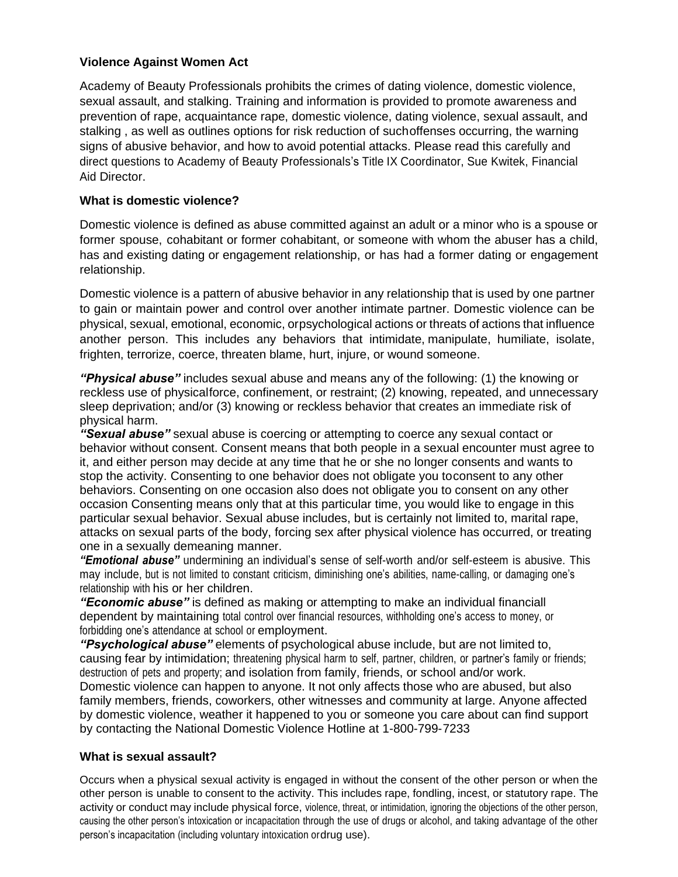**Violence Against Women Act**

Academy of Beauty Professionals prohibits the crimes of dating violence, domestic violence, sexual assault, and stalking. Training and information is provided to promote awareness and prevention of rape, acquaintance rape, domestic violence, dating violence, sexual assault, and stalking , as well as outlines options for risk reduction of suchoffenses occurring, the warning signs of abusive behavior, and how to avoid potential attacks. Please read this carefully and direct questions to Academy of Beauty Professionals's Title IX Coordinator, Sue Kwitek, Financial Aid Director.

**What is domestic violence?**

Domestic violence is defined as abuse committed against an adult or a minor who is a spouse or former spouse, cohabitant or former cohabitant, or someone with whom the abuser has a child, has and existing dating or engagement relationship, or has had a former dating or engagement relationship.

Domestic violence is a pattern of abusive behavior in any relationship that is used by one partner to gain or maintain power and control over another intimate partner. Domestic violence can be physical, sexual, emotional, economic, orpsychological actions or threats of actions that influence another person. This includes any behaviors that intimidate, manipulate, humiliate, isolate, frighten, terrorize, coerce, threaten blame, hurt, injure, or wound someone.

***"Physical abuse"*** includes sexual abuse and means any of the following: (1) the knowing or reckless use of physicalforce, confinement, or restraint; (2) knowing, repeated, and unnecessary sleep deprivation; and/or (3) knowing or reckless behavior that creates an immediate risk of physical harm.
***"Sexual abuse"*** sexual abuse is coercing or attempting to coerce any sexual contact or behavior without consent. Consent means that both people in a sexual encounter must agree to it, and either person may decide at any time that he or she no longer consents and wants to stop the activity. Consenting to one behavior does not obligate you toconsent to any other behaviors. Consenting on one occasion also does not obligate you to consent on any other occasion Consenting means only that at this particular time, you would like to engage in this particular sexual behavior. Sexual abuse includes, but is certainly not limited to, marital rape, attacks on sexual parts of the body, forcing sex after physical violence has occurred, or treating one in a sexually demeaning manner.
***"Emotional abuse"*** undermining an individual's sense of self-worth and/or self-esteem is abusive. This may include, but is not limited to constant criticism, diminishing one's abilities, name-calling, or damaging one's relationship with his or her children.
***"Economic abuse"*** is defined as making or attempting to make an individual financiall dependent by maintaining total control over financial resources, withholding one's access to money, or forbidding one's attendance at school or employment.
***"Psychological abuse"*** elements of psychological abuse include, but are not limited to, causing fear by intimidation; threatening physical harm to self, partner, children, or partner's family or friends; destruction of pets and property; and isolation from family, friends, or school and/or work.
Domestic violence can happen to anyone. It not only affects those who are abused, but also family members, friends, coworkers, other witnesses and community at large. Anyone affected by domestic violence, weather it happened to you or someone you care about can find support by contacting the National Domestic Violence Hotline at 1-800-799-7233

**What is sexual assault?**

Occurs when a physical sexual activity is engaged in without the consent of the other person or when the other person is unable to consent to the activity. This includes rape, fondling, incest, or statutory rape. The activity or conduct may include physical force, violence, threat, or intimidation, ignoring the objections of the other person, causing the other person's intoxication or incapacitation through the use of drugs or alcohol, and taking advantage of the other person's incapacitation (including voluntary intoxication ordrug use).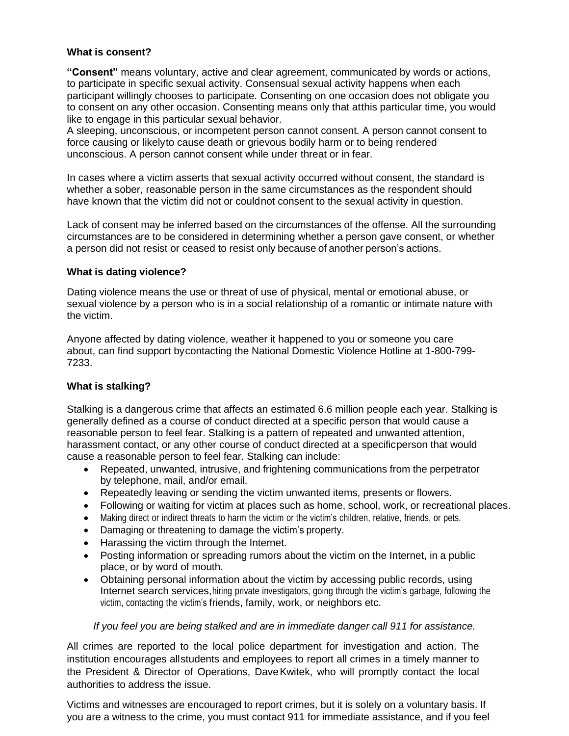**What is consent?**

**"Consent"** means voluntary, active and clear agreement, communicated by words or actions, to participate in specific sexual activity. Consensual sexual activity happens when each participant willingly chooses to participate. Consenting on one occasion does not obligate you to consent on any other occasion. Consenting means only that atthis particular time, you would like to engage in this particular sexual behavior.
A sleeping, unconscious, or incompetent person cannot consent. A person cannot consent to force causing or likelyto cause death or grievous bodily harm or to being rendered unconscious. A person cannot consent while under threat or in fear.

In cases where a victim asserts that sexual activity occurred without consent, the standard is whether a sober, reasonable person in the same circumstances as the respondent should have known that the victim did not or couldnot consent to the sexual activity in question.

Lack of consent may be inferred based on the circumstances of the offense. All the surrounding circumstances are to be considered in determining whether a person gave consent, or whether a person did not resist or ceased to resist only because of another person's actions.

**What is dating violence?**

Dating violence means the use or threat of use of physical, mental or emotional abuse, or sexual violence by a person who is in a social relationship of a romantic or intimate nature with the victim.

Anyone affected by dating violence, weather it happened to you or someone you care about, can find support bycontacting the National Domestic Violence Hotline at 1-800-799-7233.

**What is stalking?**

Stalking is a dangerous crime that affects an estimated 6.6 million people each year. Stalking is generally defined as a course of conduct directed at a specific person that would cause a reasonable person to feel fear. Stalking is a pattern of repeated and unwanted attention, harassment contact, or any other course of conduct directed at a specificperson that would cause a reasonable person to feel fear. Stalking can include:

- Repeated, unwanted, intrusive, and frightening communications from the perpetrator by telephone, mail, and/or email.
- Repeatedly leaving or sending the victim unwanted items, presents or flowers.
- Following or waiting for victim at places such as home, school, work, or recreational places.
- Making direct or indirect threats to harm the victim or the victim's children, relative, friends, or pets.
- Damaging or threatening to damage the victim's property.
- Harassing the victim through the Internet.
- Posting information or spreading rumors about the victim on the Internet, in a public place, or by word of mouth.
- Obtaining personal information about the victim by accessing public records, using Internet search services,hiring private investigators, going through the victim's garbage, following the victim, contacting the victim's friends, family, work, or neighbors etc.

*If you feel you are being stalked and are in immediate danger call 911 for assistance.*

All crimes are reported to the local police department for investigation and action. The institution encourages allstudents and employees to report all crimes in a timely manner to the President & Director of Operations, DaveKwitek, who will promptly contact the local authorities to address the issue.

Victims and witnesses are encouraged to report crimes, but it is solely on a voluntary basis. If you are a witness to the crime, you must contact 911 for immediate assistance, and if you feel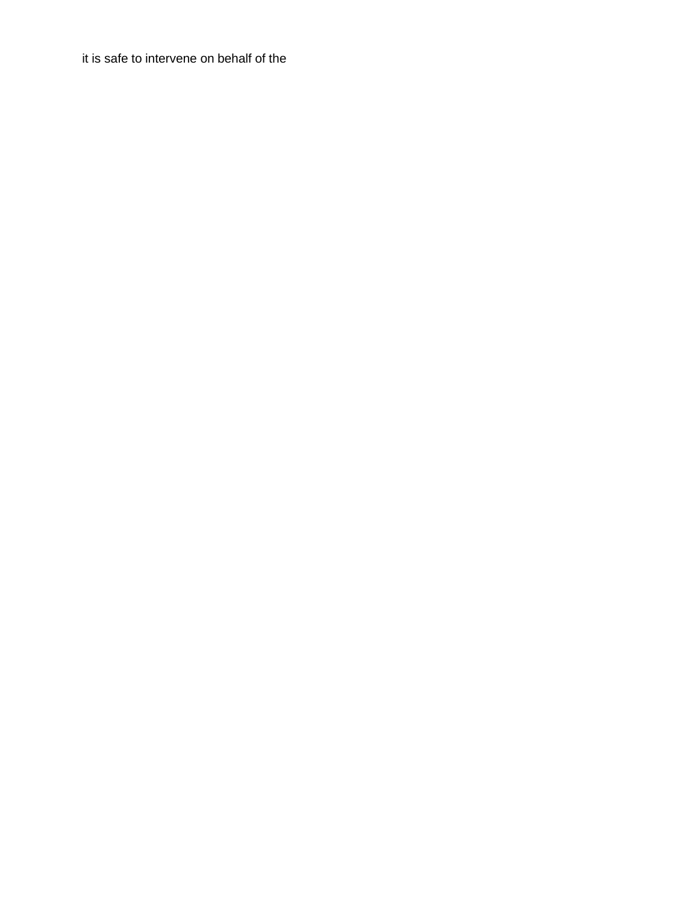it is safe to intervene on behalf of the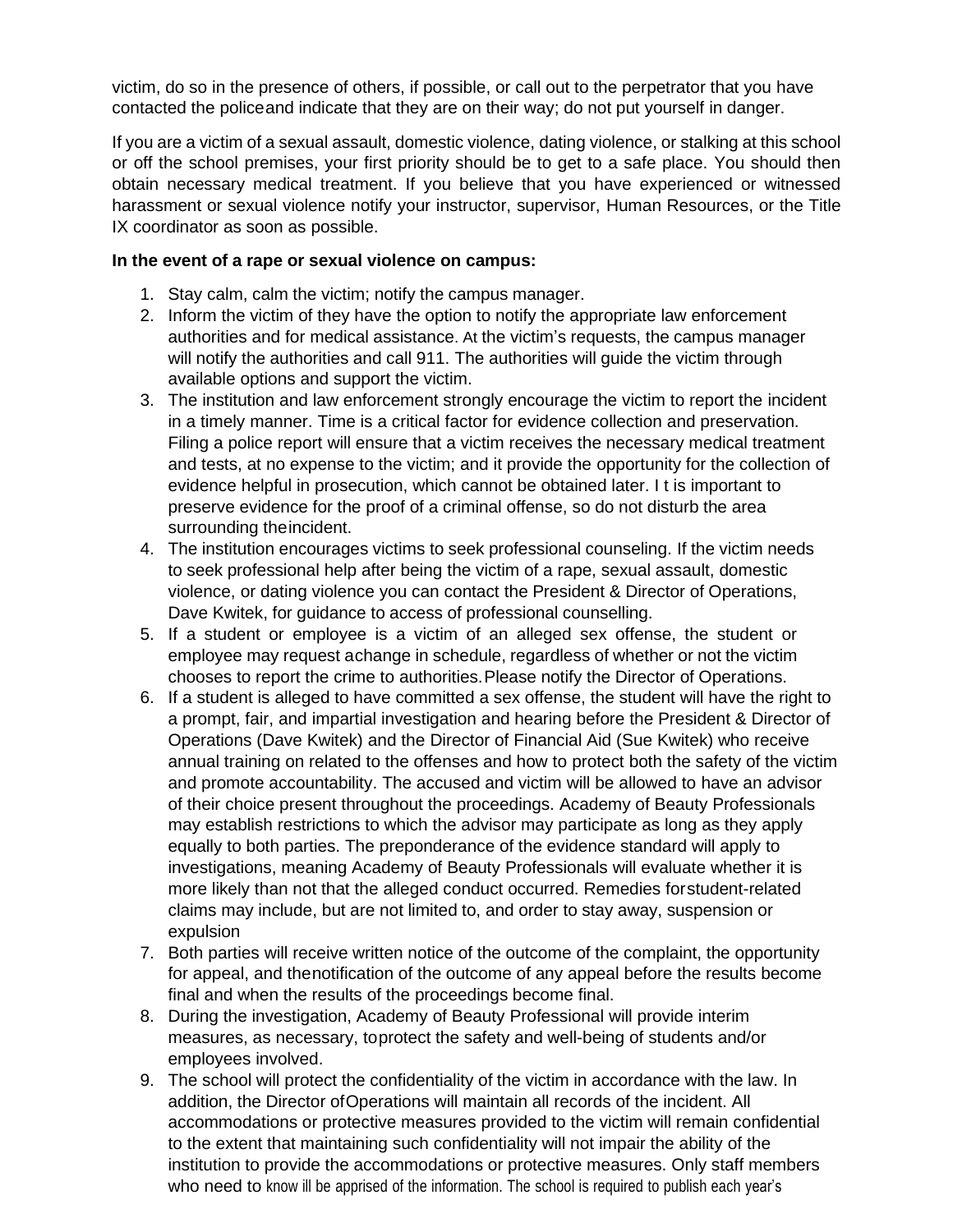victim, do so in the presence of others, if possible, or call out to the perpetrator that you have contacted the policeand indicate that they are on their way; do not put yourself in danger.

If you are a victim of a sexual assault, domestic violence, dating violence, or stalking at this school or off the school premises, your first priority should be to get to a safe place. You should then obtain necessary medical treatment. If you believe that you have experienced or witnessed harassment or sexual violence notify your instructor, supervisor, Human Resources, or the Title IX coordinator as soon as possible.

**In the event of a rape or sexual violence on campus:**

1. Stay calm, calm the victim; notify the campus manager.
2. Inform the victim of they have the option to notify the appropriate law enforcement authorities and for medical assistance. At the victim's requests, the campus manager will notify the authorities and call 911. The authorities will guide the victim through available options and support the victim.
3. The institution and law enforcement strongly encourage the victim to report the incident in a timely manner. Time is a critical factor for evidence collection and preservation. Filing a police report will ensure that a victim receives the necessary medical treatment and tests, at no expense to the victim; and it provide the opportunity for the collection of evidence helpful in prosecution, which cannot be obtained later. I t is important to preserve evidence for the proof of a criminal offense, so do not disturb the area surrounding theincident.
4. The institution encourages victims to seek professional counseling. If the victim needs to seek professional help after being the victim of a rape, sexual assault, domestic violence, or dating violence you can contact the President & Director of Operations, Dave Kwitek, for guidance to access of professional counselling.
5. If a student or employee is a victim of an alleged sex offense, the student or employee may request achange in schedule, regardless of whether or not the victim chooses to report the crime to authorities.Please notify the Director of Operations.
6. If a student is alleged to have committed a sex offense, the student will have the right to a prompt, fair, and impartial investigation and hearing before the President & Director of Operations (Dave Kwitek) and the Director of Financial Aid (Sue Kwitek) who receive annual training on related to the offenses and how to protect both the safety of the victim and promote accountability. The accused and victim will be allowed to have an advisor of their choice present throughout the proceedings. Academy of Beauty Professionals may establish restrictions to which the advisor may participate as long as they apply equally to both parties. The preponderance of the evidence standard will apply to investigations, meaning Academy of Beauty Professionals will evaluate whether it is more likely than not that the alleged conduct occurred. Remedies forstudent-related claims may include, but are not limited to, and order to stay away, suspension or expulsion
7. Both parties will receive written notice of the outcome of the complaint, the opportunity for appeal, and thenotification of the outcome of any appeal before the results become final and when the results of the proceedings become final.
8. During the investigation, Academy of Beauty Professional will provide interim measures, as necessary, toprotect the safety and well-being of students and/or employees involved.
9. The school will protect the confidentiality of the victim in accordance with the law. In addition, the Director ofOperations will maintain all records of the incident. All accommodations or protective measures provided to the victim will remain confidential to the extent that maintaining such confidentiality will not impair the ability of the institution to provide the accommodations or protective measures. Only staff members who need to know ill be apprised of the information. The school is required to publish each year's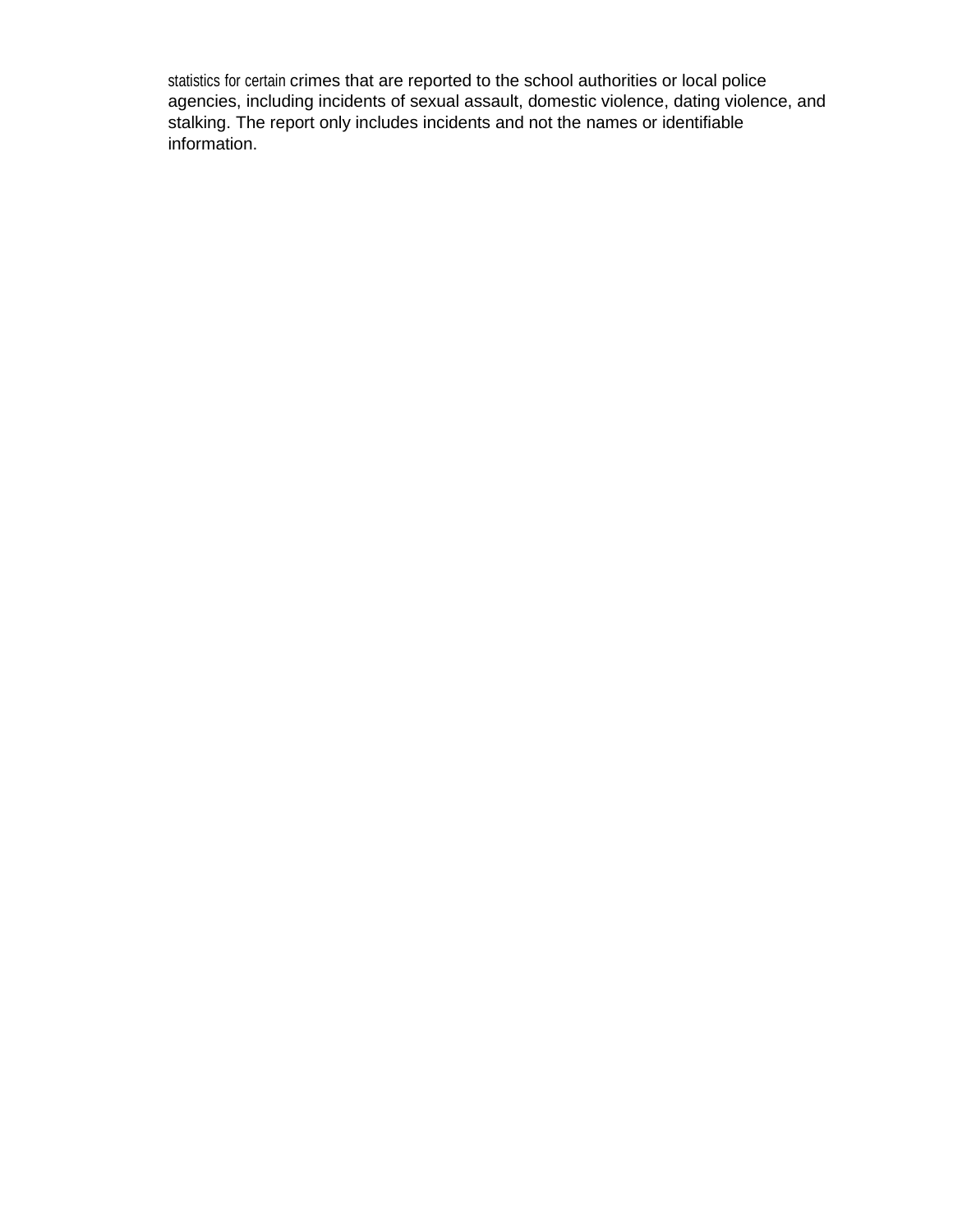statistics for certain crimes that are reported to the school authorities or local police agencies, including incidents of sexual assault, domestic violence, dating violence, and stalking. The report only includes incidents and not the names or identifiable information.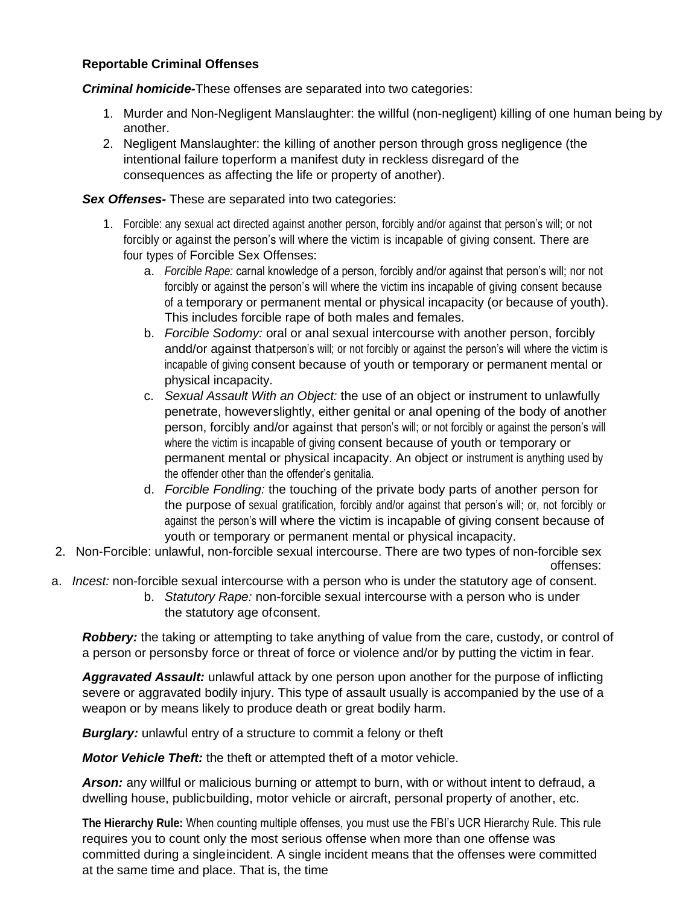**Reportable Criminal Offenses**

***Criminal homicide-***These offenses are separated into two categories:

1. Murder and Non-Negligent Manslaughter: the willful (non-negligent) killing of one human being by another.
2. Negligent Manslaughter: the killing of another person through gross negligence (the intentional failure toperform a manifest duty in reckless disregard of the consequences as affecting the life or property of another).

***Sex Offenses-*** These are separated into two categories:

1. Forcible: any sexual act directed against another person, forcibly and/or against that person's will; or not forcibly or against the person's will where the victim is incapable of giving consent. There are four types of Forcible Sex Offenses:
   a. *Forcible Rape:* carnal knowledge of a person, forcibly and/or against that person's will; nor not forcibly or against the person's will where the victim ins incapable of giving consent because of a temporary or permanent mental or physical incapacity (or because of youth). This includes forcible rape of both males and females.
   b. *Forcible Sodomy:* oral or anal sexual intercourse with another person, forcibly andd/or against thatperson's will; or not forcibly or against the person's will where the victim is incapable of giving consent because of youth or temporary or permanent mental or physical incapacity.
   c. *Sexual Assault With an Object:* the use of an object or instrument to unlawfully penetrate, howeverslightly, either genital or anal opening of the body of another person, forcibly and/or against that person's will; or not forcibly or against the person's will where the victim is incapable of giving consent because of youth or temporary or permanent mental or physical incapacity. An object or instrument is anything used by the offender other than the offender's genitalia.
   d. *Forcible Fondling:* the touching of the private body parts of another person for the purpose of sexual gratification, forcibly and/or against that person's will; or, not forcibly or against the person's will where the victim is incapable of giving consent because of youth or temporary or permanent mental or physical incapacity.
2. Non-Forcible: unlawful, non-forcible sexual intercourse. There are two types of non-forcible sex offenses:
   a. *Incest:* non-forcible sexual intercourse with a person who is under the statutory age of consent.
   b. *Statutory Rape:* non-forcible sexual intercourse with a person who is under the statutory age ofconsent.

***Robbery:*** the taking or attempting to take anything of value from the care, custody, or control of a person or personsby force or threat of force or violence and/or by putting the victim in fear.

***Aggravated Assault:*** unlawful attack by one person upon another for the purpose of inflicting severe or aggravated bodily injury. This type of assault usually is accompanied by the use of a weapon or by means likely to produce death or great bodily harm.

***Burglary:*** unlawful entry of a structure to commit a felony or theft

***Motor Vehicle Theft:*** the theft or attempted theft of a motor vehicle.

***Arson:*** any willful or malicious burning or attempt to burn, with or without intent to defraud, a dwelling house, publicbuilding, motor vehicle or aircraft, personal property of another, etc.

**The Hierarchy Rule:** When counting multiple offenses, you must use the FBI's UCR Hierarchy Rule. This rule requires you to count only the most serious offense when more than one offense was committed during a singleincident. A single incident means that the offenses were committed at the same time and place. That is, the time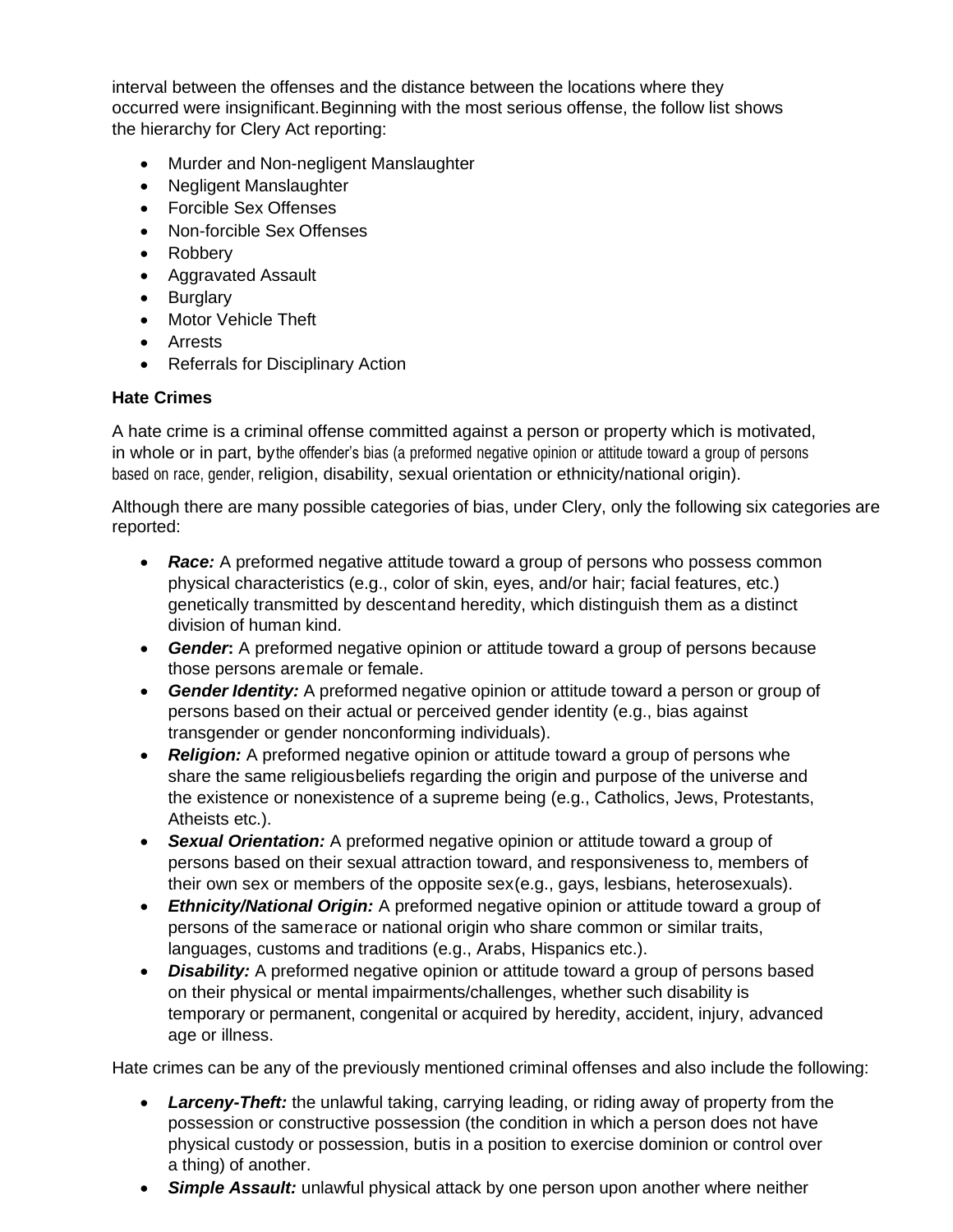interval between the offenses and the distance between the locations where they occurred were insignificant. Beginning with the most serious offense, the follow list shows the hierarchy for Clery Act reporting:

- Murder and Non-negligent Manslaughter
- Negligent Manslaughter
- Forcible Sex Offenses
- Non-forcible Sex Offenses
- Robbery
- Aggravated Assault
- Burglary
- Motor Vehicle Theft
- Arrests
- Referrals for Disciplinary Action

**Hate Crimes**

A hate crime is a criminal offense committed against a person or property which is motivated, in whole or in part, by the offender's bias (a preformed negative opinion or attitude toward a group of persons based on race, gender, religion, disability, sexual orientation or ethnicity/national origin).

Although there are many possible categories of bias, under Clery, only the following six categories are reported:

- ***Race:*** A preformed negative attitude toward a group of persons who possess common physical characteristics (e.g., color of skin, eyes, and/or hair; facial features, etc.) genetically transmitted by descent and heredity, which distinguish them as a distinct division of human kind.
- ***Gender*:** A preformed negative opinion or attitude toward a group of persons because those persons are male or female.
- ***Gender Identity:*** A preformed negative opinion or attitude toward a person or group of persons based on their actual or perceived gender identity (e.g., bias against transgender or gender nonconforming individuals).
- ***Religion:*** A preformed negative opinion or attitude toward a group of persons whe share the same religious beliefs regarding the origin and purpose of the universe and the existence or nonexistence of a supreme being (e.g., Catholics, Jews, Protestants, Atheists etc.).
- ***Sexual Orientation:*** A preformed negative opinion or attitude toward a group of persons based on their sexual attraction toward, and responsiveness to, members of their own sex or members of the opposite sex (e.g., gays, lesbians, heterosexuals).
- ***Ethnicity/National Origin:*** A preformed negative opinion or attitude toward a group of persons of the same race or national origin who share common or similar traits, languages, customs and traditions (e.g., Arabs, Hispanics etc.).
- ***Disability:*** A preformed negative opinion or attitude toward a group of persons based on their physical or mental impairments/challenges, whether such disability is temporary or permanent, congenital or acquired by heredity, accident, injury, advanced age or illness.

Hate crimes can be any of the previously mentioned criminal offenses and also include the following:

- ***Larceny-Theft:*** the unlawful taking, carrying leading, or riding away of property from the possession or constructive possession (the condition in which a person does not have physical custody or possession, but is in a position to exercise dominion or control over a thing) of another.
- ***Simple Assault:*** unlawful physical attack by one person upon another where neither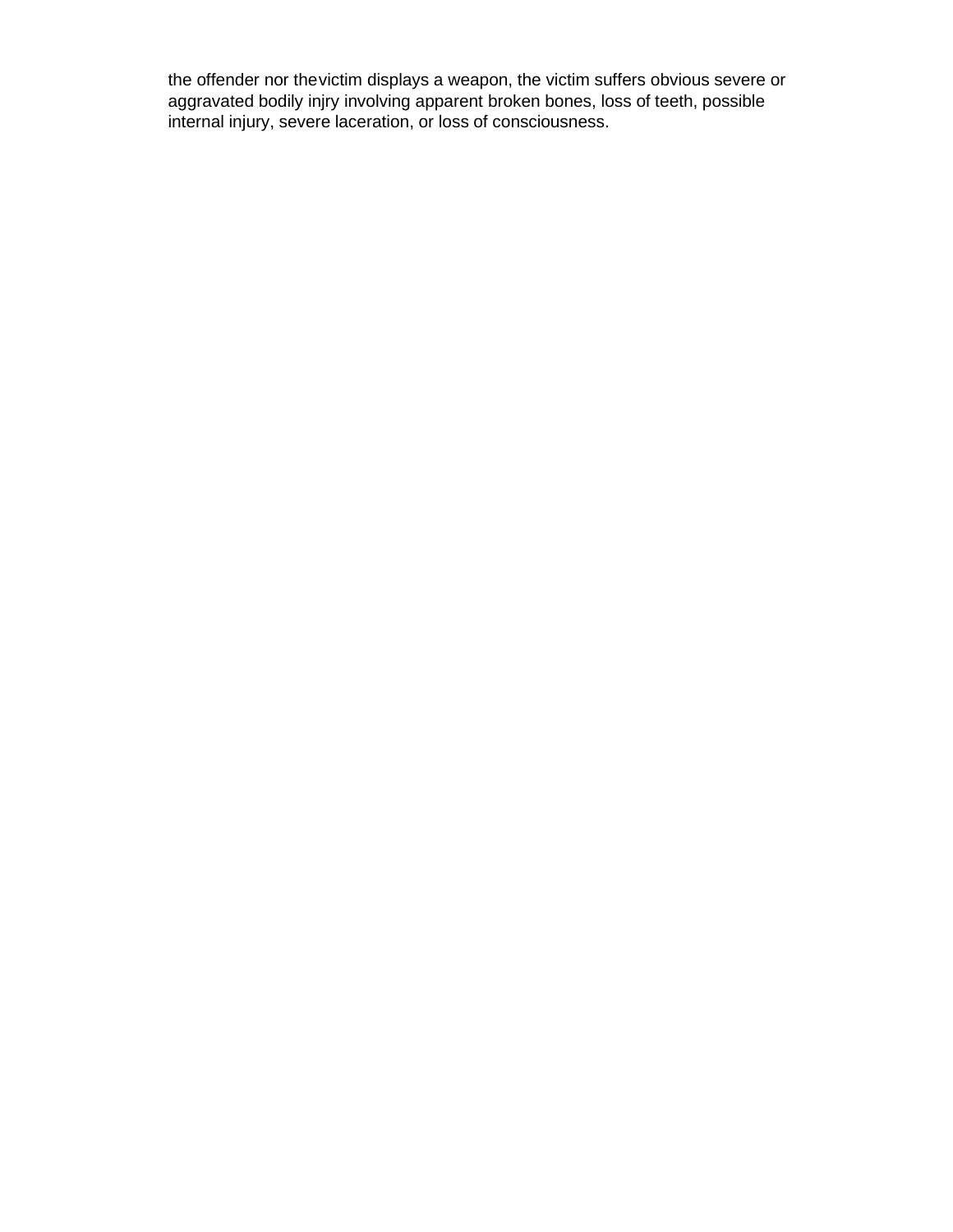the offender nor thevictim displays a weapon, the victim suffers obvious severe or aggravated bodily injry involving apparent broken bones, loss of teeth, possible internal injury, severe laceration, or loss of consciousness.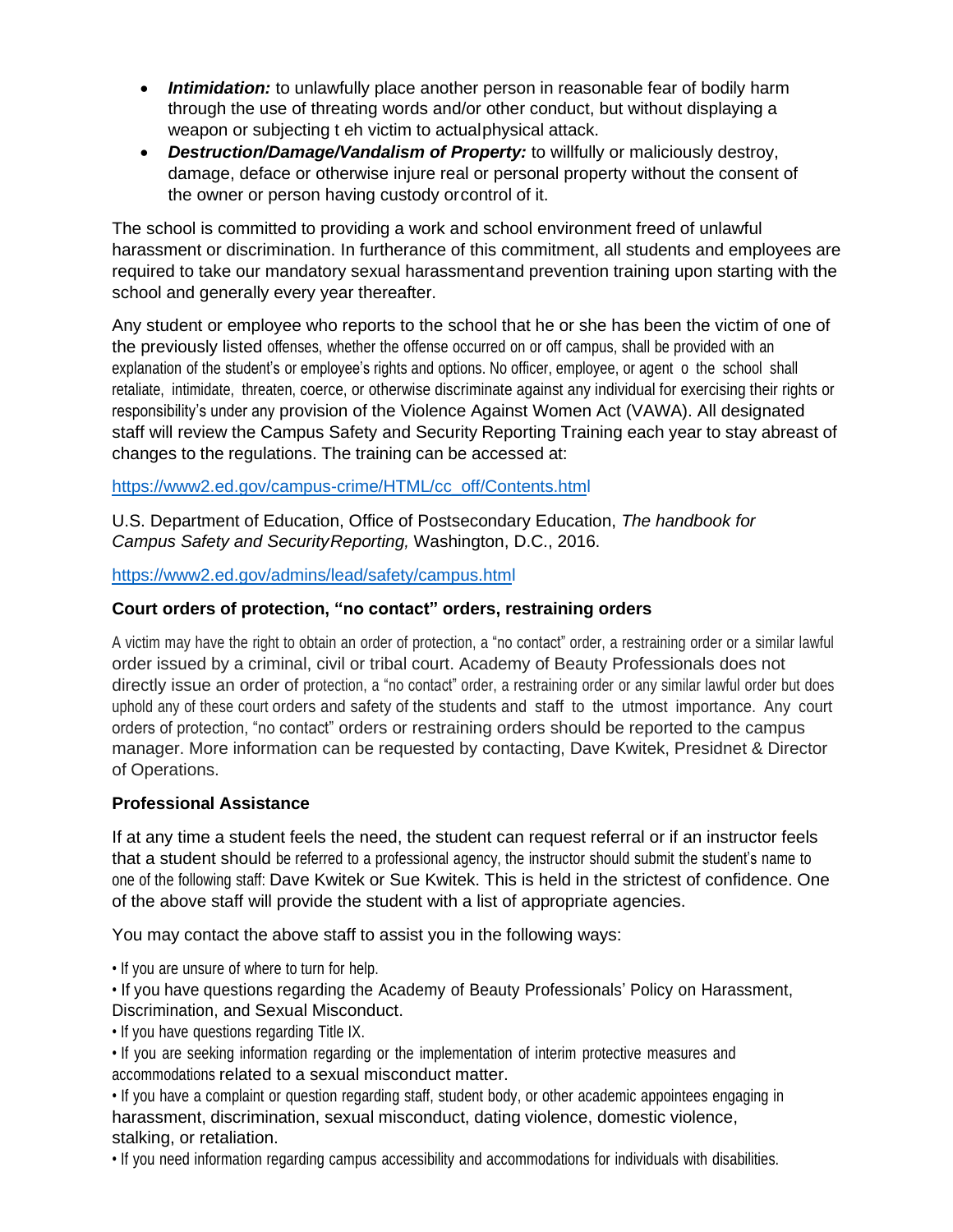- ***Intimidation:*** to unlawfully place another person in reasonable fear of bodily harm through the use of threating words and/or other conduct, but without displaying a weapon or subjecting t eh victim to actualphysical attack.
- ***Destruction/Damage/Vandalism of Property:*** to willfully or maliciously destroy, damage, deface or otherwise injure real or personal property without the consent of the owner or person having custody orcontrol of it.

The school is committed to providing a work and school environment freed of unlawful harassment or discrimination. In furtherance of this commitment, all students and employees are required to take our mandatory sexual harassmentand prevention training upon starting with the school and generally every year thereafter.

Any student or employee who reports to the school that he or she has been the victim of one of the previously listed offenses, whether the offense occurred on or off campus, shall be provided with an explanation of the student's or employee's rights and options. No officer, employee, or agent o the school shall retaliate, intimidate, threaten, coerce, or otherwise discriminate against any individual for exercising their rights or responsibility's under any provision of the Violence Against Women Act (VAWA). All designated staff will review the Campus Safety and Security Reporting Training each year to stay abreast of changes to the regulations. The training can be accessed at:

https://www2.ed.gov/campus-crime/HTML/cc_off/Contents.html

U.S. Department of Education, Office of Postsecondary Education, *The handbook for Campus Safety and SecurityReporting,* Washington, D.C., 2016.

https://www2.ed.gov/admins/lead/safety/campus.html

### Court orders of protection, "no contact" orders, restraining orders

A victim may have the right to obtain an order of protection, a "no contact" order, a restraining order or a similar lawful order issued by a criminal, civil or tribal court. Academy of Beauty Professionals does not directly issue an order of protection, a "no contact" order, a restraining order or any similar lawful order but does uphold any of these court orders and safety of the students and staff to the utmost importance. Any court orders of protection, "no contact" orders or restraining orders should be reported to the campus manager. More information can be requested by contacting, Dave Kwitek, Presidnet & Director of Operations.

### Professional Assistance

If at any time a student feels the need, the student can request referral or if an instructor feels that a student should be referred to a professional agency, the instructor should submit the student's name to one of the following staff: Dave Kwitek or Sue Kwitek. This is held in the strictest of confidence. One of the above staff will provide the student with a list of appropriate agencies.

You may contact the above staff to assist you in the following ways:

- If you are unsure of where to turn for help.
- If you have questions regarding the Academy of Beauty Professionals' Policy on Harassment, Discrimination, and Sexual Misconduct.
- If you have questions regarding Title IX.
- If you are seeking information regarding or the implementation of interim protective measures and accommodations related to a sexual misconduct matter.
- If you have a complaint or question regarding staff, student body, or other academic appointees engaging in harassment, discrimination, sexual misconduct, dating violence, domestic violence, stalking, or retaliation.
- If you need information regarding campus accessibility and accommodations for individuals with disabilities.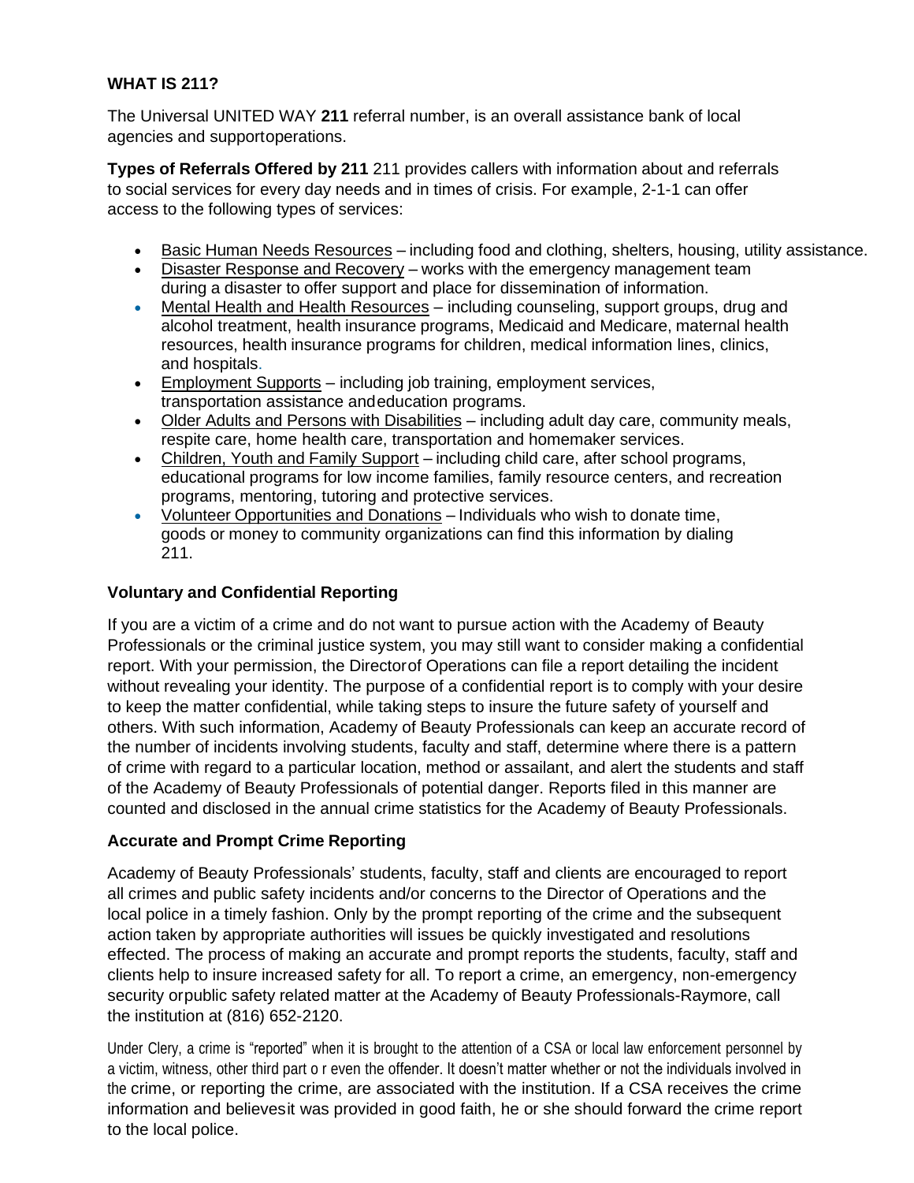**WHAT IS 211?**

The Universal UNITED WAY **211** referral number, is an overall assistance bank of local agencies and supportoperations.

**Types of Referrals Offered by 211** 211 provides callers with information about and referrals to social services for every day needs and in times of crisis. For example, 2-1-1 can offer access to the following types of services:

- Basic Human Needs Resources – including food and clothing, shelters, housing, utility assistance.
- Disaster Response and Recovery – works with the emergency management team during a disaster to offer support and place for dissemination of information.
- Mental Health and Health Resources – including counseling, support groups, drug and alcohol treatment, health insurance programs, Medicaid and Medicare, maternal health resources, health insurance programs for children, medical information lines, clinics, and hospitals.
- Employment Supports – including job training, employment services, transportation assistance andeducation programs.
- Older Adults and Persons with Disabilities – including adult day care, community meals, respite care, home health care, transportation and homemaker services.
- Children, Youth and Family Support – including child care, after school programs, educational programs for low income families, family resource centers, and recreation programs, mentoring, tutoring and protective services.
- Volunteer Opportunities and Donations – Individuals who wish to donate time, goods or money to community organizations can find this information by dialing 211.

**Voluntary and Confidential Reporting**

If you are a victim of a crime and do not want to pursue action with the Academy of Beauty Professionals or the criminal justice system, you may still want to consider making a confidential report. With your permission, the Directorof Operations can file a report detailing the incident without revealing your identity. The purpose of a confidential report is to comply with your desire to keep the matter confidential, while taking steps to insure the future safety of yourself and others. With such information, Academy of Beauty Professionals can keep an accurate record of the number of incidents involving students, faculty and staff, determine where there is a pattern of crime with regard to a particular location, method or assailant, and alert the students and staff of the Academy of Beauty Professionals of potential danger. Reports filed in this manner are counted and disclosed in the annual crime statistics for the Academy of Beauty Professionals.

**Accurate and Prompt Crime Reporting**

Academy of Beauty Professionals' students, faculty, staff and clients are encouraged to report all crimes and public safety incidents and/or concerns to the Director of Operations and the local police in a timely fashion. Only by the prompt reporting of the crime and the subsequent action taken by appropriate authorities will issues be quickly investigated and resolutions effected. The process of making an accurate and prompt reports the students, faculty, staff and clients help to insure increased safety for all. To report a crime, an emergency, non-emergency security orpublic safety related matter at the Academy of Beauty Professionals-Raymore, call the institution at (816) 652-2120.

Under Clery, a crime is "reported" when it is brought to the attention of a CSA or local law enforcement personnel by a victim, witness, other third part o r even the offender. It doesn't matter whether or not the individuals involved in the crime, or reporting the crime, are associated with the institution. If a CSA receives the crime information and believesit was provided in good faith, he or she should forward the crime report to the local police.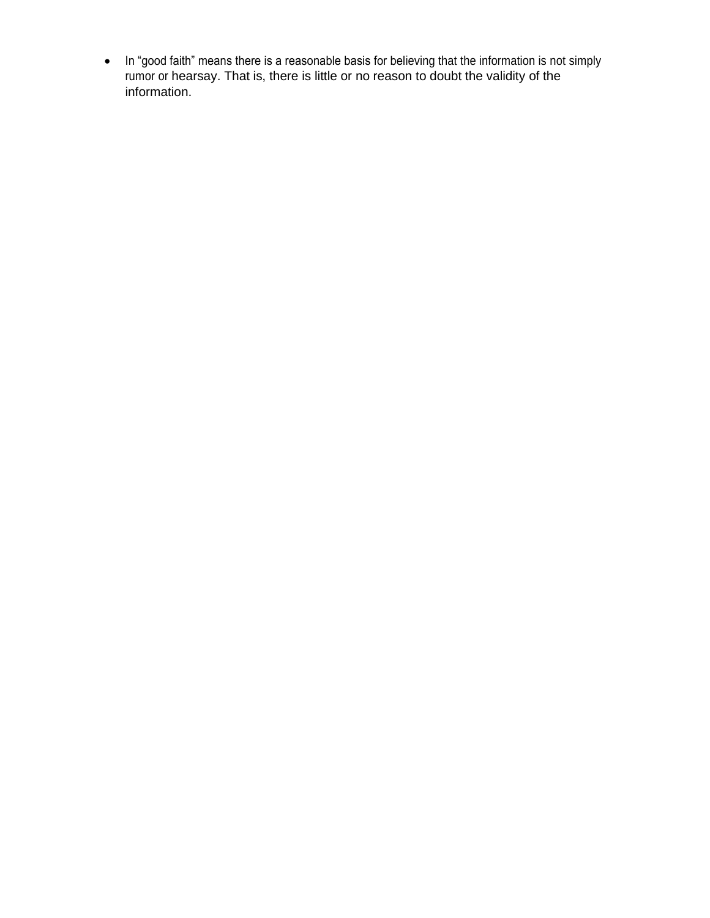- In "good faith" means there is a reasonable basis for believing that the information is not simply rumor or hearsay. That is, there is little or no reason to doubt the validity of the information.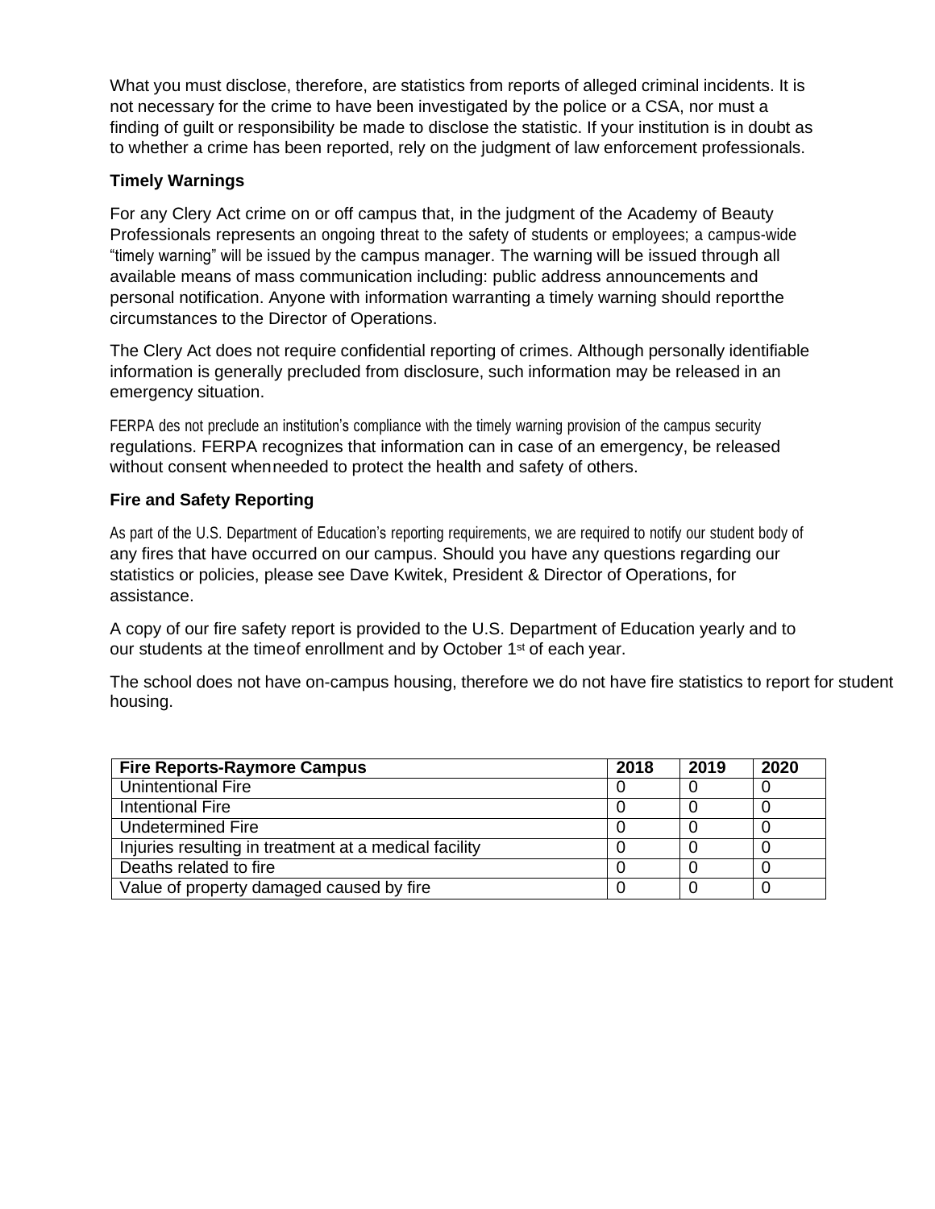What you must disclose, therefore, are statistics from reports of alleged criminal incidents. It is not necessary for the crime to have been investigated by the police or a CSA, nor must a finding of guilt or responsibility be made to disclose the statistic. If your institution is in doubt as to whether a crime has been reported, rely on the judgment of law enforcement professionals.

**Timely Warnings**

For any Clery Act crime on or off campus that, in the judgment of the Academy of Beauty Professionals represents an ongoing threat to the safety of students or employees; a campus-wide "timely warning" will be issued by the campus manager. The warning will be issued through all available means of mass communication including: public address announcements and personal notification. Anyone with information warranting a timely warning should reportthe circumstances to the Director of Operations.

The Clery Act does not require confidential reporting of crimes. Although personally identifiable information is generally precluded from disclosure, such information may be released in an emergency situation.

FERPA des not preclude an institution's compliance with the timely warning provision of the campus security regulations. FERPA recognizes that information can in case of an emergency, be released without consent whenneeded to protect the health and safety of others.

**Fire and Safety Reporting**

As part of the U.S. Department of Education's reporting requirements, we are required to notify our student body of any fires that have occurred on our campus. Should you have any questions regarding our statistics or policies, please see Dave Kwitek, President & Director of Operations, for assistance.

A copy of our fire safety report is provided to the U.S. Department of Education yearly and to our students at the timeof enrollment and by October 1st of each year.

The school does not have on-campus housing, therefore we do not have fire statistics to report for student housing.

| Fire Reports-Raymore Campus | 2018 | 2019 | 2020 |
|---|---|---|---|
| Unintentional Fire | 0 | 0 | 0 |
| Intentional Fire | 0 | 0 | 0 |
| Undetermined Fire | 0 | 0 | 0 |
| Injuries resulting in treatment at a medical facility | 0 | 0 | 0 |
| Deaths related to fire | 0 | 0 | 0 |
| Value of property damaged caused by fire | 0 | 0 | 0 |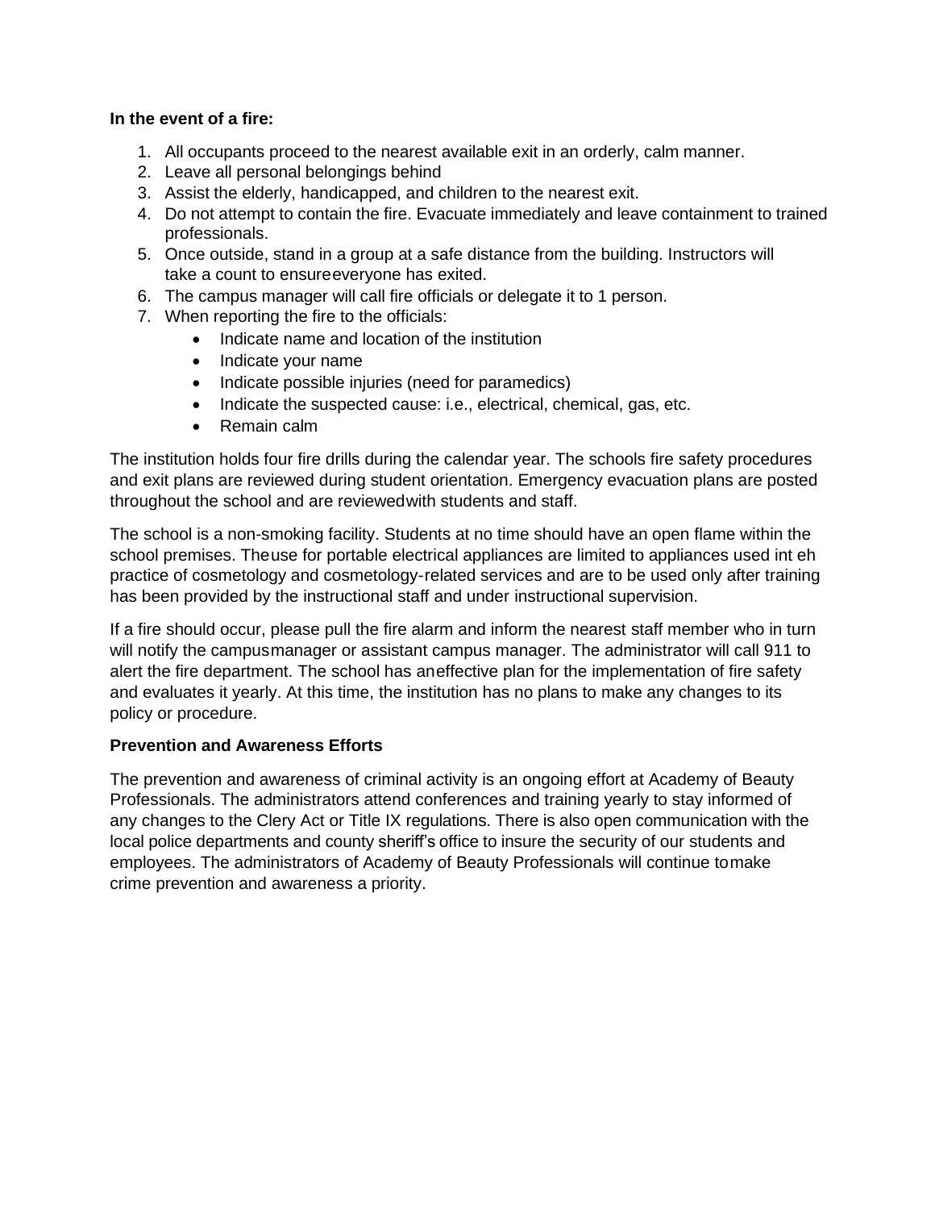**In the event of a fire:**

1. All occupants proceed to the nearest available exit in an orderly, calm manner.
2. Leave all personal belongings behind
3. Assist the elderly, handicapped, and children to the nearest exit.
4. Do not attempt to contain the fire. Evacuate immediately and leave containment to trained professionals.
5. Once outside, stand in a group at a safe distance from the building. Instructors will take a count to ensureeveryone has exited.
6. The campus manager will call fire officials or delegate it to 1 person.
7. When reporting the fire to the officials:
   - Indicate name and location of the institution
   - Indicate your name
   - Indicate possible injuries (need for paramedics)
   - Indicate the suspected cause: i.e., electrical, chemical, gas, etc.
   - Remain calm

The institution holds four fire drills during the calendar year. The schools fire safety procedures and exit plans are reviewed during student orientation. Emergency evacuation plans are posted throughout the school and are reviewedwith students and staff.

The school is a non-smoking facility. Students at no time should have an open flame within the school premises. Theuse for portable electrical appliances are limited to appliances used int eh practice of cosmetology and cosmetology-related services and are to be used only after training has been provided by the instructional staff and under instructional supervision.

If a fire should occur, please pull the fire alarm and inform the nearest staff member who in turn will notify the campusmanager or assistant campus manager. The administrator will call 911 to alert the fire department. The school has aneffective plan for the implementation of fire safety and evaluates it yearly. At this time, the institution has no plans to make any changes to its policy or procedure.

**Prevention and Awareness Efforts**

The prevention and awareness of criminal activity is an ongoing effort at Academy of Beauty Professionals. The administrators attend conferences and training yearly to stay informed of any changes to the Clery Act or Title IX regulations. There is also open communication with the local police departments and county sheriff's office to insure the security of our students and employees. The administrators of Academy of Beauty Professionals will continue tomake crime prevention and awareness a priority.